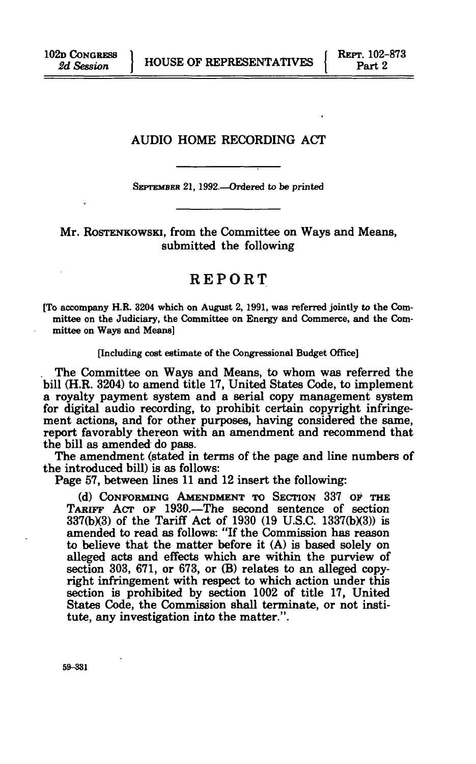102D CONGRESS
*2d Session*

HOUSE OF REPRESENTATIVES

REPT. 102-873
Part 2

# AUDIO HOME RECORDING ACT

SEPTEMBER 21, 1992.—*Ordered to be printed*

Mr. ROSTENKOWSKI, from the Committee on Ways and Means, submitted the following

## REPORT

[To accompany H.R. 3204 which on August 2, 1991, was referred jointly to the Committee on the Judiciary, the Committee on Energy and Commerce, and the Committee on Ways and Means]

[Including cost estimate of the Congressional Budget Office]

The Committee on Ways and Means, to whom was referred the bill (H.R. 3204) to amend title 17, United States Code, to implement a royalty payment system and a serial copy management system for digital audio recording, to prohibit certain copyright infringement actions, and for other purposes, having considered the same, report favorably thereon with an amendment and recommend that the bill as amended do pass.

The amendment (stated in terms of the page and line numbers of the introduced bill) is as follows:

Page 57, between lines 11 and 12 insert the following:

> (d) CONFORMING AMENDMENT TO SECTION 337 OF THE TARIFF ACT OF 1930.—The second sentence of section 337(b)(3) of the Tariff Act of 1930 (19 U.S.C. 1337(b)(3)) is amended to read as follows: "If the Commission has reason to believe that the matter before it (A) is based solely on alleged acts and effects which are within the purview of section 303, 671, or 673, or (B) relates to an alleged copyright infringement with respect to which action under this section is prohibited by section 1002 of title 17, United States Code, the Commission shall terminate, or not institute, any investigation into the matter.".

59-331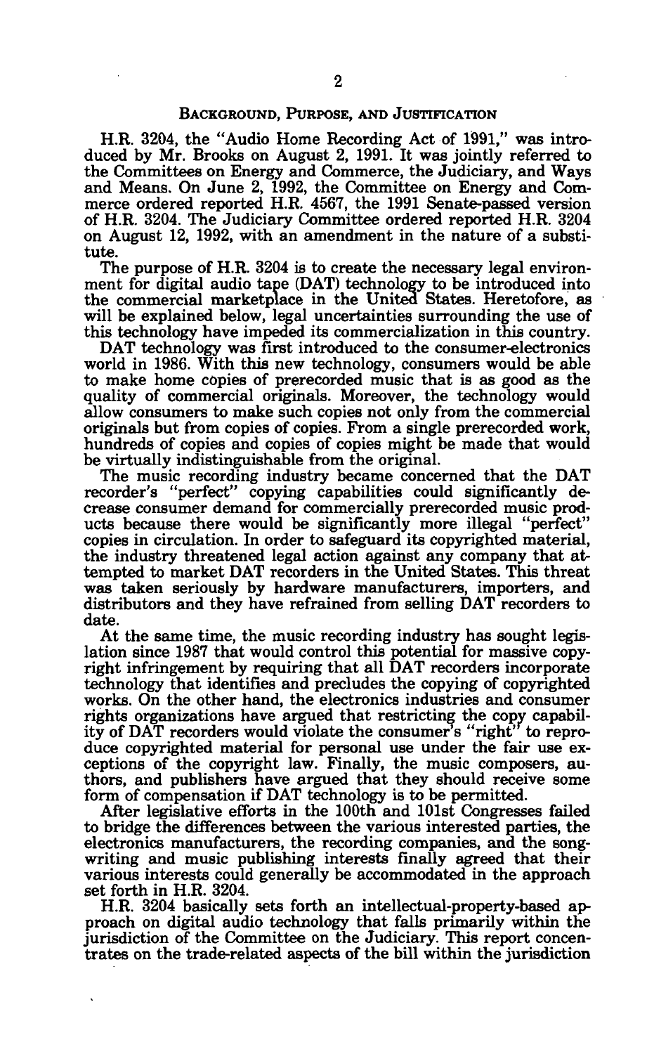## BACKGROUND, PURPOSE, AND JUSTIFICATION

H.R. 3204, the "Audio Home Recording Act of 1991," was introduced by Mr. Brooks on August 2, 1991. It was jointly referred to the Committees on Energy and Commerce, the Judiciary, and Ways and Means. On June 2, 1992, the Committee on Energy and Commerce ordered reported H.R. 4567, the 1991 Senate-passed version of H.R. 3204. The Judiciary Committee ordered reported H.R. 3204 on August 12, 1992, with an amendment in the nature of a substitute.

The purpose of H.R. 3204 is to create the necessary legal environment for digital audio tape (DAT) technology to be introduced into the commercial marketplace in the United States. Heretofore, as will be explained below, legal uncertainties surrounding the use of this technology have impeded its commercialization in this country.

DAT technology was first introduced to the consumer-electronics world in 1986. With this new technology, consumers would be able to make home copies of prerecorded music that is as good as the quality of commercial originals. Moreover, the technology would allow consumers to make such copies not only from the commercial originals but from copies of copies. From a single prerecorded work, hundreds of copies and copies of copies might be made that would be virtually indistinguishable from the original.

The music recording industry became concerned that the DAT recorder's "perfect" copying capabilities could significantly decrease consumer demand for commercially prerecorded music products because there would be significantly more illegal "perfect" copies in circulation. In order to safeguard its copyrighted material, the industry threatened legal action against any company that attempted to market DAT recorders in the United States. This threat was taken seriously by hardware manufacturers, importers, and distributors and they have refrained from selling DAT recorders to date.

At the same time, the music recording industry has sought legislation since 1987 that would control this potential for massive copyright infringement by requiring that all DAT recorders incorporate technology that identifies and precludes the copying of copyrighted works. On the other hand, the electronics industries and consumer rights organizations have argued that restricting the copy capability of DAT recorders would violate the consumer's "right" to reproduce copyrighted material for personal use under the fair use exceptions of the copyright law. Finally, the music composers, authors, and publishers have argued that they should receive some form of compensation if DAT technology is to be permitted.

After legislative efforts in the 100th and 101st Congresses failed to bridge the differences between the various interested parties, the electronics manufacturers, the recording companies, and the songwriting and music publishing interests finally agreed that their various interests could generally be accommodated in the approach set forth in H.R. 3204.

H.R. 3204 basically sets forth an intellectual-property-based approach on digital audio technology that falls primarily within the jurisdiction of the Committee on the Judiciary. This report concentrates on the trade-related aspects of the bill within the jurisdiction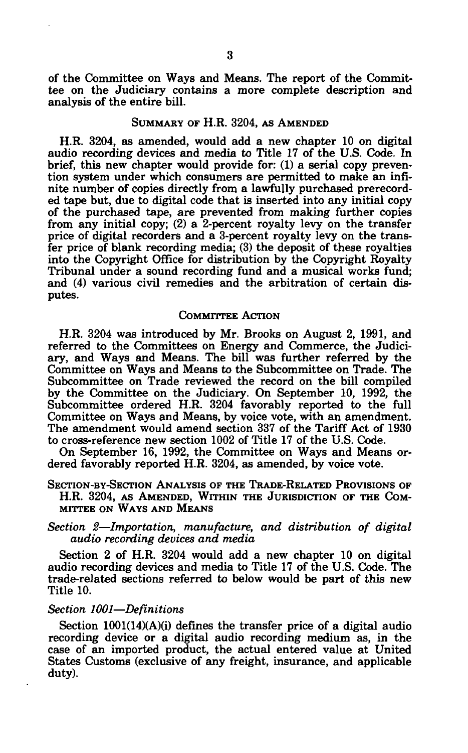of the Committee on Ways and Means. The report of the Committee on the Judiciary contains a more complete description and analysis of the entire bill.

## SUMMARY OF H.R. 3204, AS AMENDED

H.R. 3204, as amended, would add a new chapter 10 on digital audio recording devices and media to Title 17 of the U.S. Code. In brief, this new chapter would provide for: (1) a serial copy prevention system under which consumers are permitted to make an infinite number of copies directly from a lawfully purchased prerecorded tape but, due to digital code that is inserted into any initial copy of the purchased tape, are prevented from making further copies from any initial copy; (2) a 2-percent royalty levy on the transfer price of digital recorders and a 3-percent royalty levy on the transfer price of blank recording media; (3) the deposit of these royalties into the Copyright Office for distribution by the Copyright Royalty Tribunal under a sound recording fund and a musical works fund; and (4) various civil remedies and the arbitration of certain disputes.

## COMMITTEE ACTION

H.R. 3204 was introduced by Mr. Brooks on August 2, 1991, and referred to the Committees on Energy and Commerce, the Judiciary, and Ways and Means. The bill was further referred by the Committee on Ways and Means to the Subcommittee on Trade. The Subcommittee on Trade reviewed the record on the bill compiled by the Committee on the Judiciary. On September 10, 1992, the Subcommittee ordered H.R. 3204 favorably reported to the full Committee on Ways and Means, by voice vote, with an amendment. The amendment would amend section 337 of the Tariff Act of 1930 to cross-reference new section 1002 of Title 17 of the U.S. Code.

On September 16, 1992, the Committee on Ways and Means ordered favorably reported H.R. 3204, as amended, by voice vote.

## SECTION-BY-SECTION ANALYSIS OF THE TRADE-RELATED PROVISIONS OF H.R. 3204, AS AMENDED, WITHIN THE JURISDICTION OF THE COMMITTEE ON WAYS AND MEANS

### *Section 2—Importation, manufacture, and distribution of digital audio recording devices and media*

Section 2 of H.R. 3204 would add a new chapter 10 on digital audio recording devices and media to Title 17 of the U.S. Code. The trade-related sections referred to below would be part of this new Title 10.

### *Section 1001—Definitions*

Section 1001(14)(A)(i) defines the transfer price of a digital audio recording device or a digital audio recording medium as, in the case of an imported product, the actual entered value at United States Customs (exclusive of any freight, insurance, and applicable duty).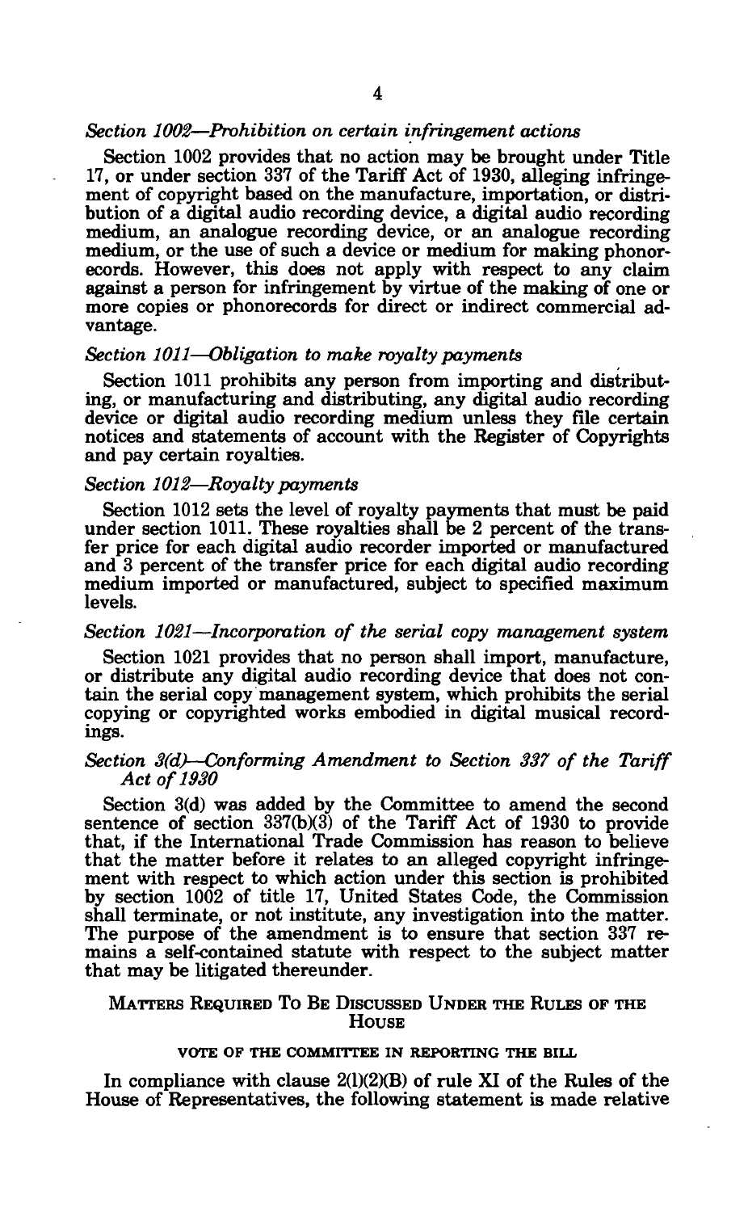*Section 1002—Prohibition on certain infringement actions*

Section 1002 provides that no action may be brought under Title 17, or under section 337 of the Tariff Act of 1930, alleging infringement of copyright based on the manufacture, importation, or distribution of a digital audio recording device, a digital audio recording medium, an analogue recording device, or an analogue recording medium, or the use of such a device or medium for making phonorecords. However, this does not apply with respect to any claim against a person for infringement by virtue of the making of one or more copies or phonorecords for direct or indirect commercial advantage.

*Section 1011—Obligation to make royalty payments*

Section 1011 prohibits any person from importing and distributing, or manufacturing and distributing, any digital audio recording device or digital audio recording medium unless they file certain notices and statements of account with the Register of Copyrights and pay certain royalties.

*Section 1012—Royalty payments*

Section 1012 sets the level of royalty payments that must be paid under section 1011. These royalties shall be 2 percent of the transfer price for each digital audio recorder imported or manufactured and 3 percent of the transfer price for each digital audio recording medium imported or manufactured, subject to specified maximum levels.

*Section 1021—Incorporation of the serial copy management system*

Section 1021 provides that no person shall import, manufacture, or distribute any digital audio recording device that does not contain the serial copy management system, which prohibits the serial copying or copyrighted works embodied in digital musical recordings.

*Section 3(d)—Conforming Amendment to Section 337 of the Tariff Act of 1930*

Section 3(d) was added by the Committee to amend the second sentence of section 337(b)(3) of the Tariff Act of 1930 to provide that, if the International Trade Commission has reason to believe that the matter before it relates to an alleged copyright infringement with respect to which action under this section is prohibited by section 1002 of title 17, United States Code, the Commission shall terminate, or not institute, any investigation into the matter. The purpose of the amendment is to ensure that section 337 remains a self-contained statute with respect to the subject matter that may be litigated thereunder.

## MATTERS REQUIRED TO BE DISCUSSED UNDER THE RULES OF THE HOUSE

### VOTE OF THE COMMITTEE IN REPORTING THE BILL

In compliance with clause 2(l)(2)(B) of rule XI of the Rules of the House of Representatives, the following statement is made relative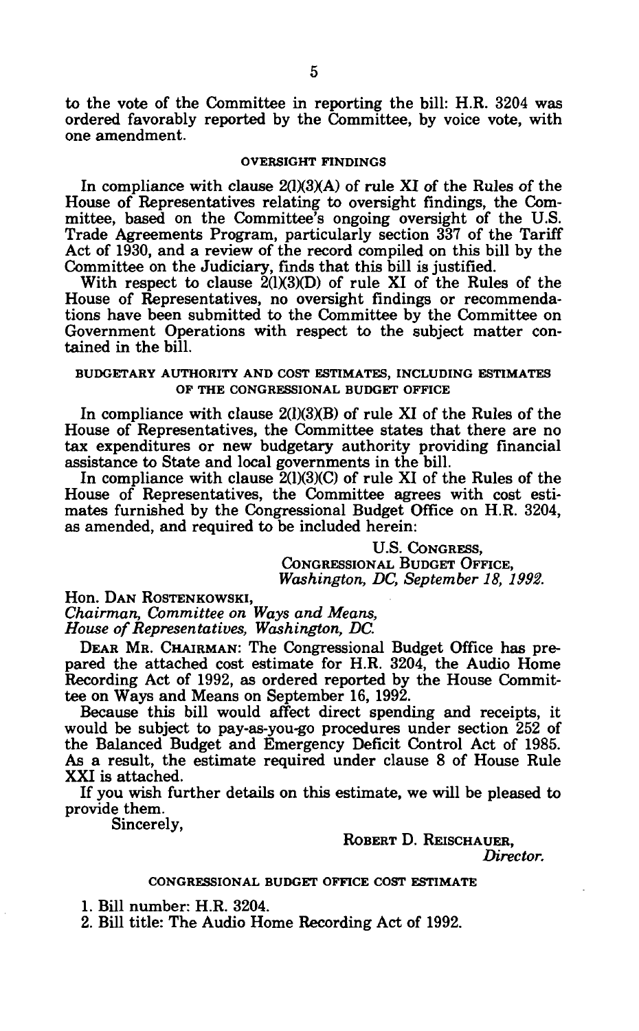to the vote of the Committee in reporting the bill: H.R. 3204 was ordered favorably reported by the Committee, by voice vote, with one amendment.

## OVERSIGHT FINDINGS

In compliance with clause 2(l)(3)(A) of rule XI of the Rules of the House of Representatives relating to oversight findings, the Committee, based on the Committee's ongoing oversight of the U.S. Trade Agreements Program, particularly section 337 of the Tariff Act of 1930, and a review of the record compiled on this bill by the Committee on the Judiciary, finds that this bill is justified.

With respect to clause 2(l)(3)(D) of rule XI of the Rules of the House of Representatives, no oversight findings or recommendations have been submitted to the Committee by the Committee on Government Operations with respect to the subject matter contained in the bill.

## BUDGETARY AUTHORITY AND COST ESTIMATES, INCLUDING ESTIMATES OF THE CONGRESSIONAL BUDGET OFFICE

In compliance with clause 2(l)(3)(B) of rule XI of the Rules of the House of Representatives, the Committee states that there are no tax expenditures or new budgetary authority providing financial assistance to State and local governments in the bill.

In compliance with clause 2(l)(3)(C) of rule XI of the Rules of the House of Representatives, the Committee agrees with cost estimates furnished by the Congressional Budget Office on H.R. 3204, as amended, and required to be included herein:

U.S. CONGRESS,
CONGRESSIONAL BUDGET OFFICE,
*Washington, DC, September 18, 1992.*

Hon. DAN ROSTENKOWSKI,
*Chairman, Committee on Ways and Means,*
*House of Representatives, Washington, DC.*

DEAR MR. CHAIRMAN: The Congressional Budget Office has prepared the attached cost estimate for H.R. 3204, the Audio Home Recording Act of 1992, as ordered reported by the House Committee on Ways and Means on September 16, 1992.

Because this bill would affect direct spending and receipts, it would be subject to pay-as-you-go procedures under section 252 of the Balanced Budget and Emergency Deficit Control Act of 1985. As a result, the estimate required under clause 8 of House Rule XXI is attached.

If you wish further details on this estimate, we will be pleased to provide them.

Sincerely,

ROBERT D. REISCHAUER,
*Director.*

## CONGRESSIONAL BUDGET OFFICE COST ESTIMATE

1. Bill number: H.R. 3204.
2. Bill title: The Audio Home Recording Act of 1992.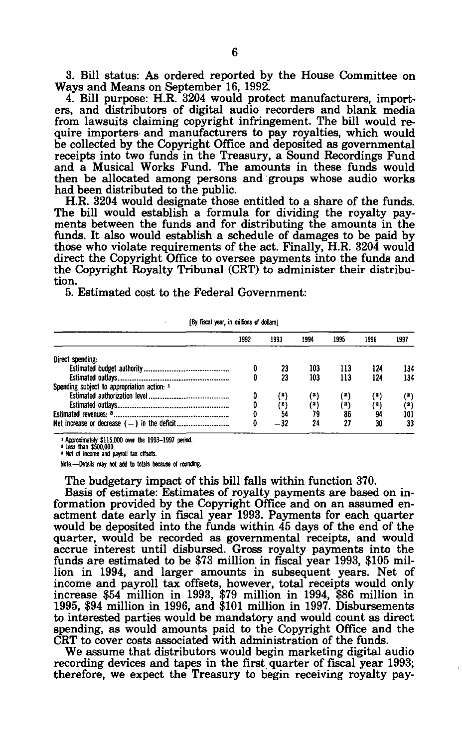3. Bill status: As ordered reported by the House Committee on Ways and Means on September 16, 1992.

4. Bill purpose: H.R. 3204 would protect manufacturers, importers, and distributors of digital audio recorders and blank media from lawsuits claiming copyright infringement. The bill would require importers and manufacturers to pay royalties, which would be collected by the Copyright Office and deposited as governmental receipts into two funds in the Treasury, a Sound Recordings Fund and a Musical Works Fund. The amounts in these funds would then be allocated among persons and groups whose audio works had been distributed to the public.

H.R. 3204 would designate those entitled to a share of the funds. The bill would establish a formula for dividing the royalty payments between the funds and for distributing the amounts in the funds. It also would establish a schedule of damages to be paid by those who violate requirements of the act. Finally, H.R. 3204 would direct the Copyright Office to oversee payments into the funds and the Copyright Royalty Tribunal (CRT) to administer their distribution.

5. Estimated cost to the Federal Government:

[By fiscal year, in millions of dollars]

| | 1992 | 1993 | 1994 | 1995 | 1996 | 1997 |
|---|---|---|---|---|---|---|
| Direct spending: | | | | | | |
| Estimated budget authority | 0 | 23 | 103 | 113 | 124 | 134 |
| Estimated outlays | 0 | 23 | 103 | 113 | 124 | 134 |
| Spending subject to appropriation action: [1] | | | | | | |
| Estimated authorization level | 0 | (2) | (2) | (2) | (2) | (2) |
| Estimated outlays | 0 | (2) | (2) | (2) | (2) | (2) |
| Estimated revenues: [3] | 0 | 54 | 79 | 86 | 94 | 101 |
| Net increase or decrease (−) in the deficit | 0 | −32 | 24 | 27 | 30 | 33 |

[1] Approximately $115,000 over the 1993–1997 period.
[2] Less than $500,000.
[3] Net of income and payroll tax offsets.

Note.—Details may not add to totals because of rounding.

The budgetary impact of this bill falls within function 370.

Basis of estimate: Estimates of royalty payments are based on information provided by the Copyright Office and on an assumed enactment date early in fiscal year 1993. Payments for each quarter would be deposited into the funds within 45 days of the end of the quarter, would be recorded as governmental receipts, and would accrue interest until disbursed. Gross royalty payments into the funds are estimated to be $73 million in fiscal year 1993, $105 million in 1994, and larger amounts in subsequent years. Net of income and payroll tax offsets, however, total receipts would only increase $54 million in 1993, $79 million in 1994, $86 million in 1995, $94 million in 1996, and $101 million in 1997. Disbursements to interested parties would be mandatory and would count as direct spending, as would amounts paid to the Copyright Office and the CRT to cover costs associated with administration of the funds.

We assume that distributors would begin marketing digital audio recording devices and tapes in the first quarter of fiscal year 1993; therefore, we expect the Treasury to begin receiving royalty pay-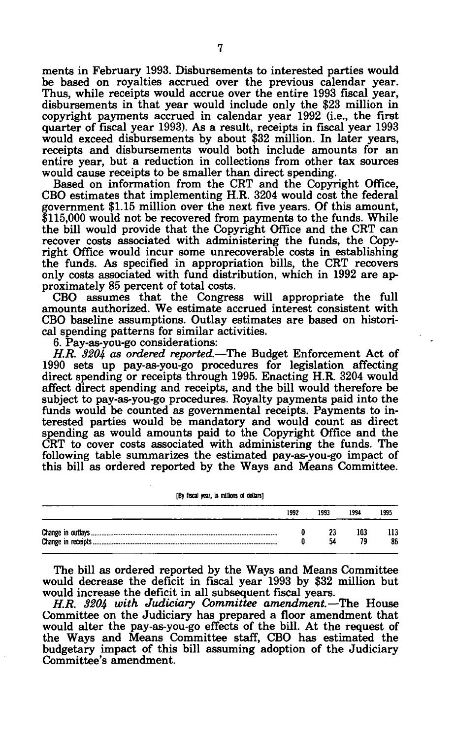ments in February 1993. Disbursements to interested parties would be based on royalties accrued over the previous calendar year. Thus, while receipts would accrue over the entire 1993 fiscal year, disbursements in that year would include only the $23 million in copyright payments accrued in calendar year 1992 (i.e., the first quarter of fiscal year 1993). As a result, receipts in fiscal year 1993 would exceed disbursements by about $32 million. In later years, receipts and disbursements would both include amounts for an entire year, but a reduction in collections from other tax sources would cause receipts to be smaller than direct spending.

Based on information from the CRT and the Copyright Office, CBO estimates that implementing H.R. 3204 would cost the federal government $1.15 million over the next five years. Of this amount, $115,000 would not be recovered from payments to the funds. While the bill would provide that the Copyright Office and the CRT can recover costs associated with administering the funds, the Copyright Office would incur some unrecoverable costs in establishing the funds. As specified in appropriation bills, the CRT recovers only costs associated with fund distribution, which in 1992 are approximately 85 percent of total costs.

CBO assumes that the Congress will appropriate the full amounts authorized. We estimate accrued interest consistent with CBO baseline assumptions. Outlay estimates are based on historical spending patterns for similar activities.

6. Pay-as-you-go considerations:

*H.R. 3204 as ordered reported.*—The Budget Enforcement Act of 1990 sets up pay-as-you-go procedures for legislation affecting direct spending or receipts through 1995. Enacting H.R. 3204 would affect direct spending and receipts, and the bill would therefore be subject to pay-as-you-go procedures. Royalty payments paid into the funds would be counted as governmental receipts. Payments to interested parties would be mandatory and would count as direct spending as would amounts paid to the Copyright Office and the CRT to cover costs associated with administering the funds. The following table summarizes the estimated pay-as-you-go impact of this bill as ordered reported by the Ways and Means Committee.

[By fiscal year, in millions of dollars]

| | 1992 | 1993 | 1994 | 1995 |
|---|---|---|---|---|
| Change in outlays | 0 | 23 | 103 | 113 |
| Change in receipts | 0 | 54 | 79 | 86 |

The bill as ordered reported by the Ways and Means Committee would decrease the deficit in fiscal year 1993 by $32 million but would increase the deficit in all subsequent fiscal years.

*H.R. 3204 with Judiciary Committee amendment.*—The House Committee on the Judiciary has prepared a floor amendment that would alter the pay-as-you-go effects of the bill. At the request of the Ways and Means Committee staff, CBO has estimated the budgetary impact of this bill assuming adoption of the Judiciary Committee's amendment.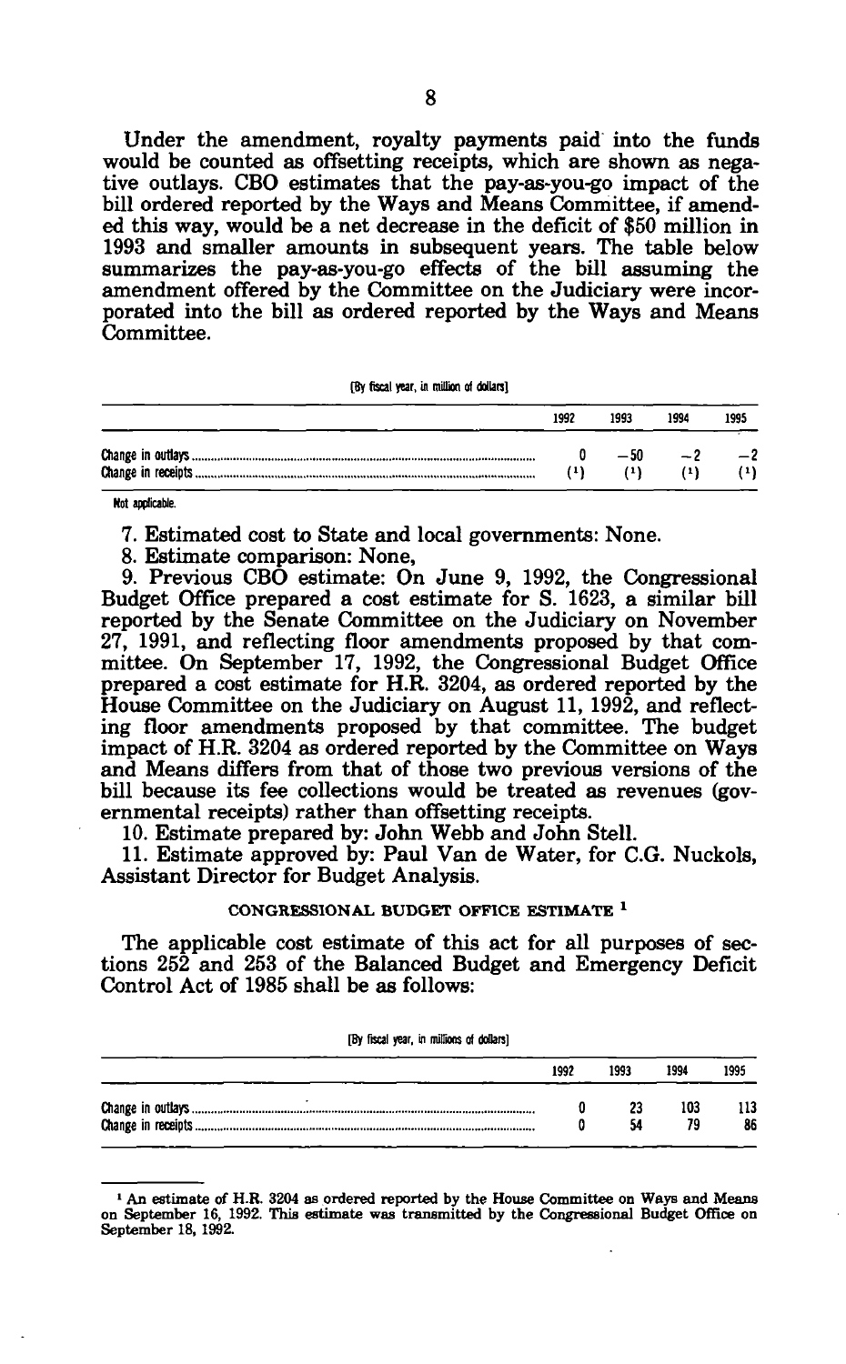Under the amendment, royalty payments paid into the funds would be counted as offsetting receipts, which are shown as negative outlays. CBO estimates that the pay-as-you-go impact of the bill ordered reported by the Ways and Means Committee, if amended this way, would be a net decrease in the deficit of $50 million in 1993 and smaller amounts in subsequent years. The table below summarizes the pay-as-you-go effects of the bill assuming the amendment offered by the Committee on the Judiciary were incorporated into the bill as ordered reported by the Ways and Means Committee.

[By fiscal year, in million of dollars]

| | 1992 | 1993 | 1994 | 1995 |
|---|---|---|---|---|
| Change in outlays | 0 | −50 | −2 | −2 |
| Change in receipts | (1) | (1) | (1) | (1) |

[1] Not applicable.

7. Estimated cost to State and local governments: None.

8. Estimate comparison: None,

9. Previous CBO estimate: On June 9, 1992, the Congressional Budget Office prepared a cost estimate for S. 1623, a similar bill reported by the Senate Committee on the Judiciary on November 27, 1991, and reflecting floor amendments proposed by that committee. On September 17, 1992, the Congressional Budget Office prepared a cost estimate for H.R. 3204, as ordered reported by the House Committee on the Judiciary on August 11, 1992, and reflecting floor amendments proposed by that committee. The budget impact of H.R. 3204 as ordered reported by the Committee on Ways and Means differs from that of those two previous versions of the bill because its fee collections would be treated as revenues (governmental receipts) rather than offsetting receipts.

10. Estimate prepared by: John Webb and John Stell.

11. Estimate approved by: Paul Van de Water, for C.G. Nuckols, Assistant Director for Budget Analysis.

## CONGRESSIONAL BUDGET OFFICE ESTIMATE [1]

The applicable cost estimate of this act for all purposes of sections 252 and 253 of the Balanced Budget and Emergency Deficit Control Act of 1985 shall be as follows:

[By fiscal year, in millions of dollars]

| | 1992 | 1993 | 1994 | 1995 |
|---|---|---|---|---|
| Change in outlays | 0 | 23 | 103 | 113 |
| Change in receipts | 0 | 54 | 79 | 86 |

[1] An estimate of H.R. 3204 as ordered reported by the House Committee on Ways and Means on September 16, 1992. This estimate was transmitted by the Congressional Budget Office on September 18, 1992.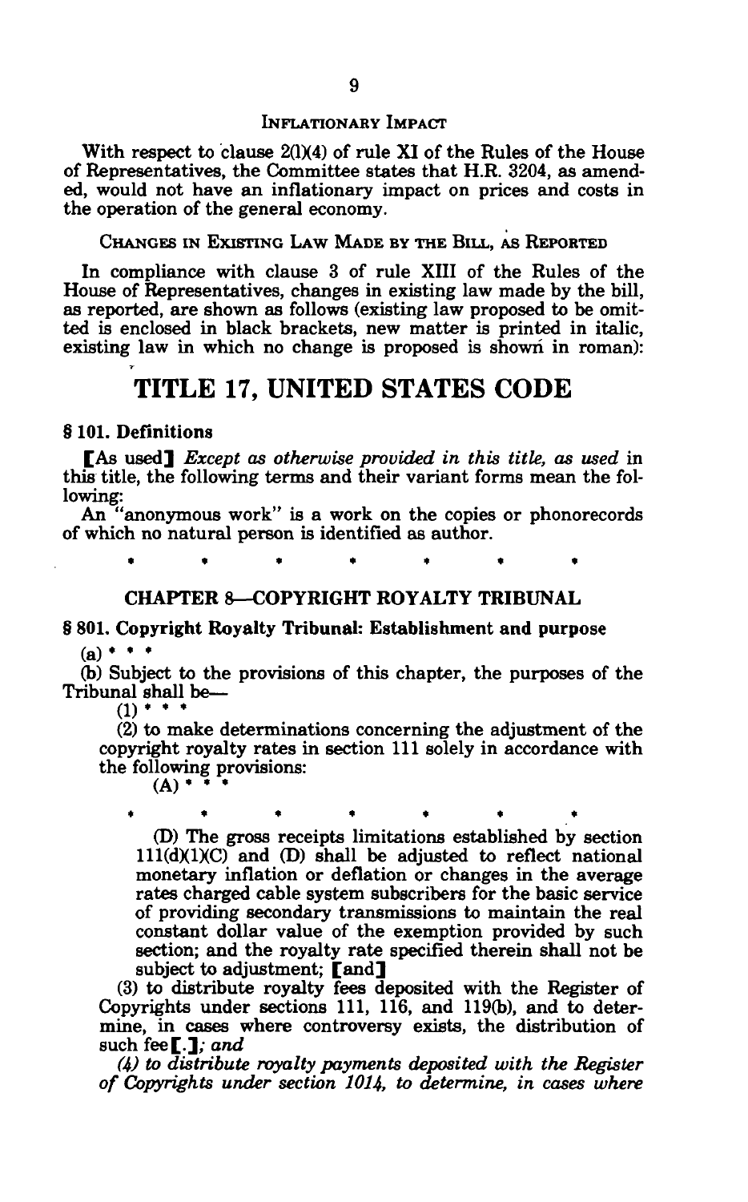INFLATIONARY IMPACT

With respect to clause 2(l)(4) of rule XI of the Rules of the House of Representatives, the Committee states that H.R. 3204, as amended, would not have an inflationary impact on prices and costs in the operation of the general economy.

CHANGES IN EXISTING LAW MADE BY THE BILL, AS REPORTED

In compliance with clause 3 of rule XIII of the Rules of the House of Representatives, changes in existing law made by the bill, as reported, are shown as follows (existing law proposed to be omitted is enclosed in black brackets, new matter is printed in italic, existing law in which no change is proposed is shown in roman):

# TITLE 17, UNITED STATES CODE

**§ 101. Definitions**

[As used] *Except as otherwise provided in this title, as used* in this title, the following terms and their variant forms mean the following:

An "anonymous work" is a work on the copies or phonorecords of which no natural person is identified as author.

\* \* \* \* \* \* \*

**CHAPTER 8—COPYRIGHT ROYALTY TRIBUNAL**

**§ 801. Copyright Royalty Tribunal: Establishment and purpose**

(a) \* \* \*

(b) Subject to the provisions of this chapter, the purposes of the Tribunal shall be—

(1) \* \* \*

(2) to make determinations concerning the adjustment of the copyright royalty rates in section 111 solely in accordance with the following provisions:

(A) \* \* \*

\* \* \* \* \* \* \*

(D) The gross receipts limitations established by section 111(d)(1)(C) and (D) shall be adjusted to reflect national monetary inflation or deflation or changes in the average rates charged cable system subscribers for the basic service of providing secondary transmissions to maintain the real constant dollar value of the exemption provided by such section; and the royalty rate specified therein shall not be subject to adjustment; [and]

(3) to distribute royalty fees deposited with the Register of Copyrights under sections 111, 116, and 119(b), and to determine, in cases where controversy exists, the distribution of such fee[.]*; and*

*(4) to distribute royalty payments deposited with the Register of Copyrights under section 1014, to determine, in cases where*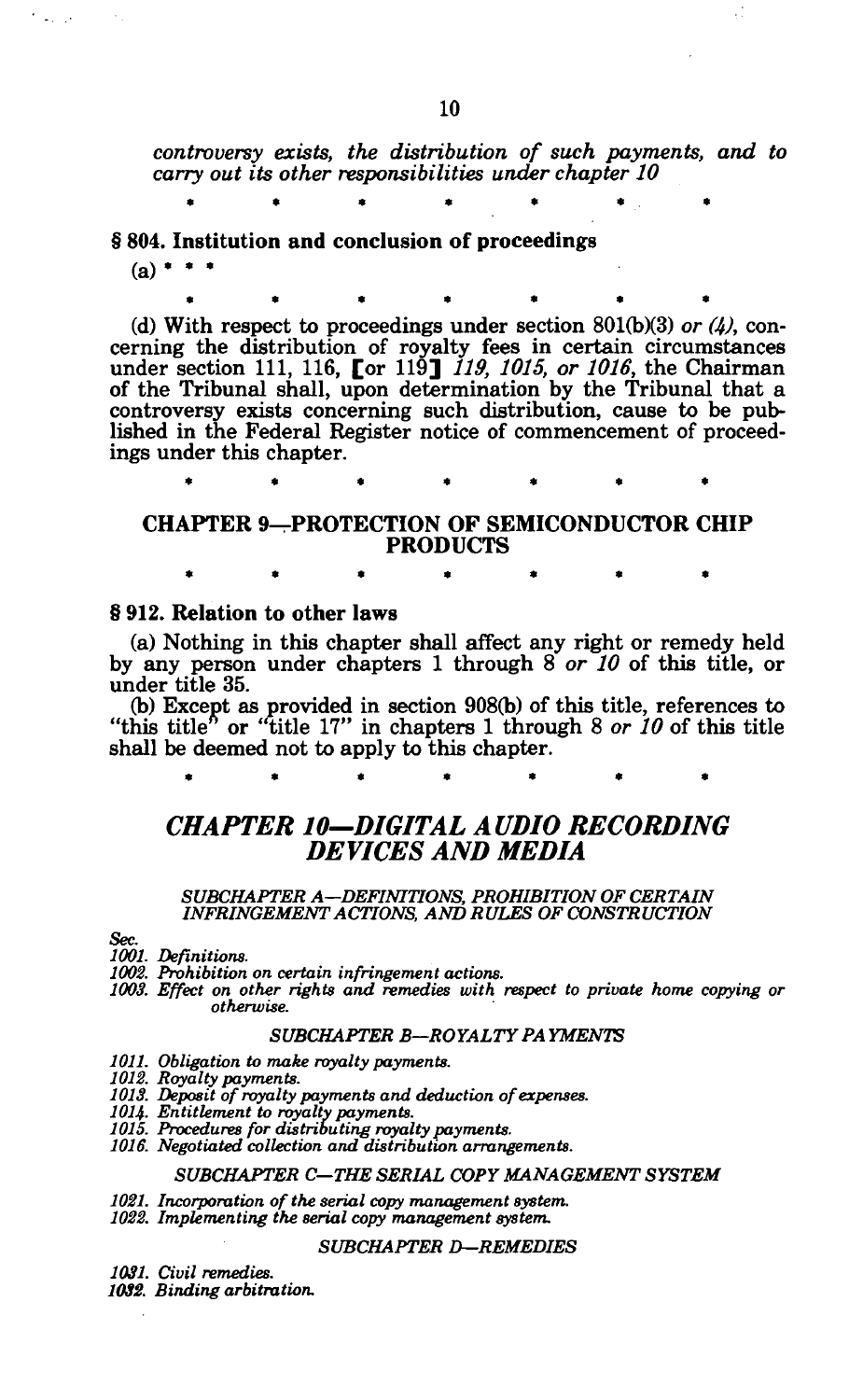*controversy exists, the distribution of such payments, and to carry out its other responsibilities under chapter 10*

\* \* \* \* \* \* \*

**§ 804. Institution and conclusion of proceedings**

(a) \* \* \*

\* \* \* \* \* \* \*

(d) With respect to proceedings under section 801(b)(3) *or (4)*, concerning the distribution of royalty fees in certain circumstances under section 111, 116, [or 119] *119, 1015, or 1016*, the Chairman of the Tribunal shall, upon determination by the Tribunal that a controversy exists concerning such distribution, cause to be published in the Federal Register notice of commencement of proceedings under this chapter.

\* \* \* \* \* \* \*

## CHAPTER 9—PROTECTION OF SEMICONDUCTOR CHIP PRODUCTS

\* \* \* \* \* \* \*

**§ 912. Relation to other laws**

(a) Nothing in this chapter shall affect any right or remedy held by any person under chapters 1 through 8 *or 10* of this title, or under title 35.

(b) Except as provided in section 908(b) of this title, references to "this title" or "title 17" in chapters 1 through 8 *or 10* of this title shall be deemed not to apply to this chapter.

\* \* \* \* \* \* \*

## *CHAPTER 10—DIGITAL AUDIO RECORDING DEVICES AND MEDIA*

*SUBCHAPTER A—DEFINITIONS, PROHIBITION OF CERTAIN INFRINGEMENT ACTIONS, AND RULES OF CONSTRUCTION*

*Sec.*
*1001. Definitions.*
*1002. Prohibition on certain infringement actions.*
*1003. Effect on other rights and remedies with respect to private home copying or otherwise.*

*SUBCHAPTER B—ROYALTY PAYMENTS*

*1011. Obligation to make royalty payments.*
*1012. Royalty payments.*
*1013. Deposit of royalty payments and deduction of expenses.*
*1014. Entitlement to royalty payments.*
*1015. Procedures for distributing royalty payments.*
*1016. Negotiated collection and distribution arrangements.*

*SUBCHAPTER C—THE SERIAL COPY MANAGEMENT SYSTEM*

*1021. Incorporation of the serial copy management system.*
*1022. Implementing the serial copy management system.*

*SUBCHAPTER D—REMEDIES*

*1031. Civil remedies.*
*1032. Binding arbitration.*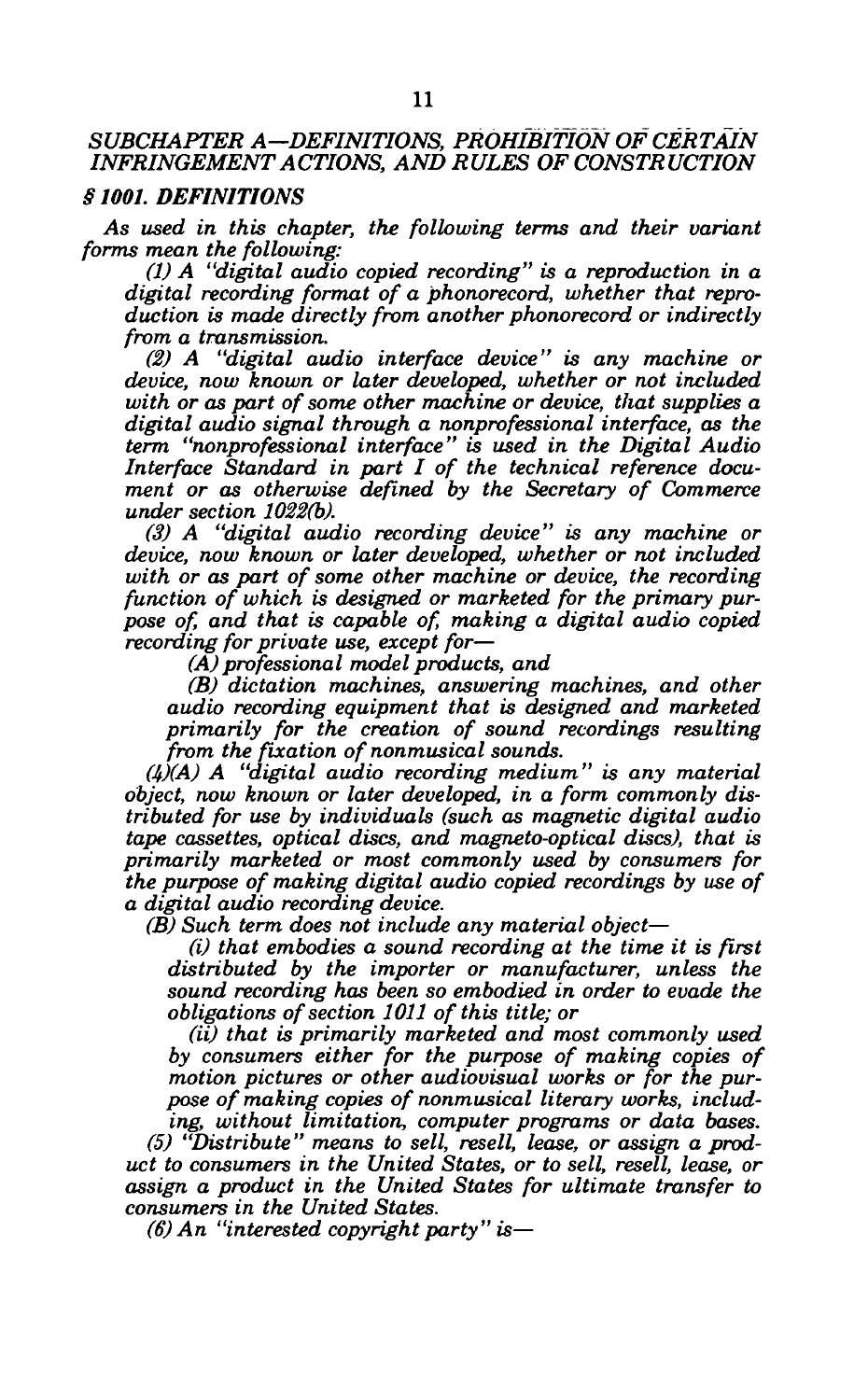## *SUBCHAPTER A—DEFINITIONS, PROHIBITION OF CERTAIN INFRINGEMENT ACTIONS, AND RULES OF CONSTRUCTION*

### *§ 1001. DEFINITIONS*

*As used in this chapter, the following terms and their variant forms mean the following:*

*(1) A "digital audio copied recording" is a reproduction in a digital recording format of a phonorecord, whether that reproduction is made directly from another phonorecord or indirectly from a transmission.*

*(2) A "digital audio interface device" is any machine or device, now known or later developed, whether or not included with or as part of some other machine or device, that supplies a digital audio signal through a nonprofessional interface, as the term "nonprofessional interface" is used in the Digital Audio Interface Standard in part I of the technical reference document or as otherwise defined by the Secretary of Commerce under section 1022(b).*

*(3) A "digital audio recording device" is any machine or device, now known or later developed, whether or not included with or as part of some other machine or device, the recording function of which is designed or marketed for the primary purpose of, and that is capable of, making a digital audio copied recording for private use, except for—*

*(A) professional model products, and*

*(B) dictation machines, answering machines, and other audio recording equipment that is designed and marketed primarily for the creation of sound recordings resulting from the fixation of nonmusical sounds.*

*(4)(A) A "digital audio recording medium" is any material object, now known or later developed, in a form commonly distributed for use by individuals (such as magnetic digital audio tape cassettes, optical discs, and magneto-optical discs), that is primarily marketed or most commonly used by consumers for the purpose of making digital audio copied recordings by use of a digital audio recording device.*

*(B) Such term does not include any material object—*

*(i) that embodies a sound recording at the time it is first distributed by the importer or manufacturer, unless the sound recording has been so embodied in order to evade the obligations of section 1011 of this title; or*

*(ii) that is primarily marketed and most commonly used by consumers either for the purpose of making copies of motion pictures or other audiovisual works or for the purpose of making copies of nonmusical literary works, including, without limitation, computer programs or data bases.*

*(5) "Distribute" means to sell, resell, lease, or assign a product to consumers in the United States, or to sell, resell, lease, or assign a product in the United States for ultimate transfer to consumers in the United States.*

*(6) An "interested copyright party" is—*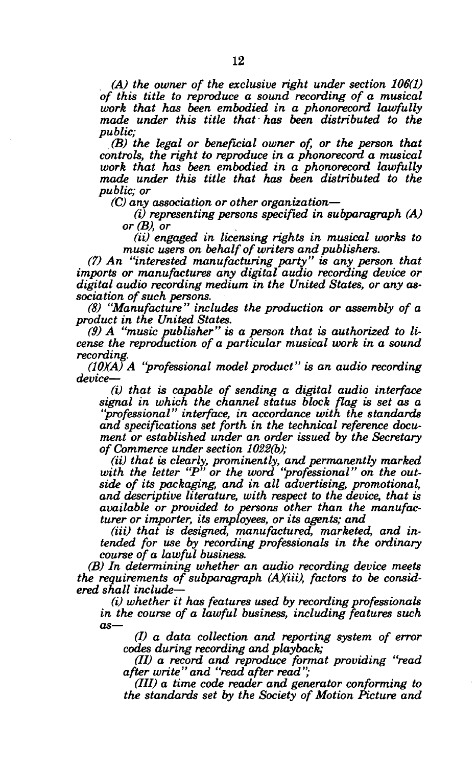*(A) the owner of the exclusive right under section 106(1) of this title to reproduce a sound recording of a musical work that has been embodied in a phonorecord lawfully made under this title that has been distributed to the public;*

*(B) the legal or beneficial owner of, or the person that controls, the right to reproduce in a phonorecord a musical work that has been embodied in a phonorecord lawfully made under this title that has been distributed to the public; or*

*(C) any association or other organization—*

*(i) representing persons specified in subparagraph (A) or (B), or*

*(ii) engaged in licensing rights in musical works to music users on behalf of writers and publishers.*

*(7) An "interested manufacturing party" is any person that imports or manufactures any digital audio recording device or digital audio recording medium in the United States, or any association of such persons.*

*(8) "Manufacture" includes the production or assembly of a product in the United States.*

*(9) A "music publisher" is a person that is authorized to license the reproduction of a particular musical work in a sound recording.*

*(10)(A) A "professional model product" is an audio recording device—*

*(i) that is capable of sending a digital audio interface signal in which the channel status block flag is set as a "professional" interface, in accordance with the standards and specifications set forth in the technical reference document or established under an order issued by the Secretary of Commerce under section 1022(b);*

*(ii) that is clearly, prominently, and permanently marked with the letter "P" or the word "professional" on the outside of its packaging, and in all advertising, promotional, and descriptive literature, with respect to the device, that is available or provided to persons other than the manufacturer or importer, its employees, or its agents; and*

*(iii) that is designed, manufactured, marketed, and intended for use by recording professionals in the ordinary course of a lawful business.*

*(B) In determining whether an audio recording device meets the requirements of subparagraph (A)(iii), factors to be considered shall include—*

*(i) whether it has features used by recording professionals in the course of a lawful business, including features such as—*

*(I) a data collection and reporting system of error codes during recording and playback;*

*(II) a record and reproduce format providing "read after write" and "read after read";*

*(III) a time code reader and generator conforming to the standards set by the Society of Motion Picture and*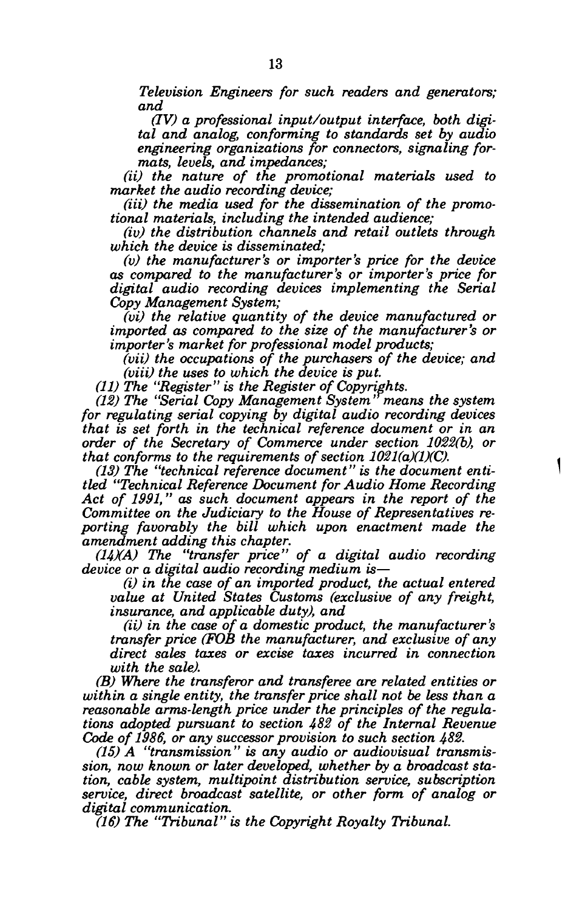*Television Engineers for such readers and generators; and*

*(IV) a professional input/output interface, both digital and analog, conforming to standards set by audio engineering organizations for connectors, signaling formats, levels, and impedances;*

*(ii) the nature of the promotional materials used to market the audio recording device;*

*(iii) the media used for the dissemination of the promotional materials, including the intended audience;*

*(iv) the distribution channels and retail outlets through which the device is disseminated;*

*(v) the manufacturer's or importer's price for the device as compared to the manufacturer's or importer's price for digital audio recording devices implementing the Serial Copy Management System;*

*(vi) the relative quantity of the device manufactured or imported as compared to the size of the manufacturer's or importer's market for professional model products;*

*(vii) the occupations of the purchasers of the device; and*

*(viii) the uses to which the device is put.*

*(11) The "Register" is the Register of Copyrights.*

*(12) The "Serial Copy Management System" means the system for regulating serial copying by digital audio recording devices that is set forth in the technical reference document or in an order of the Secretary of Commerce under section 1022(b), or that conforms to the requirements of section 1021(a)(1)(C).*

*(13) The "technical reference document" is the document entitled "Technical Reference Document for Audio Home Recording Act of 1991," as such document appears in the report of the Committee on the Judiciary to the House of Representatives reporting favorably the bill which upon enactment made the amendment adding this chapter.*

*(14)(A) The "transfer price" of a digital audio recording device or a digital audio recording medium is—*

*(i) in the case of an imported product, the actual entered value at United States Customs (exclusive of any freight, insurance, and applicable duty), and*

*(ii) in the case of a domestic product, the manufacturer's transfer price (FOB the manufacturer, and exclusive of any direct sales taxes or excise taxes incurred in connection with the sale).*

*(B) Where the transferor and transferee are related entities or within a single entity, the transfer price shall not be less than a reasonable arms-length price under the principles of the regulations adopted pursuant to section 482 of the Internal Revenue Code of 1986, or any successor provision to such section 482.*

*(15) A "transmission" is any audio or audiovisual transmission, now known or later developed, whether by a broadcast station, cable system, multipoint distribution service, subscription service, direct broadcast satellite, or other form of analog or digital communication.*

*(16) The "Tribunal" is the Copyright Royalty Tribunal.*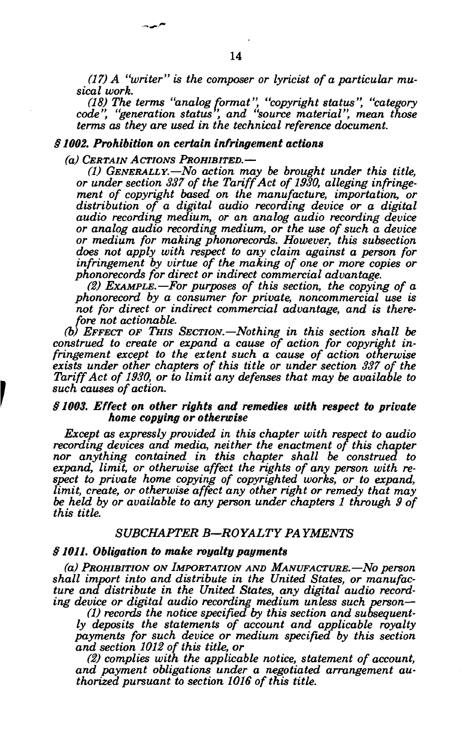*(17) A "writer" is the composer or lyricist of a particular musical work.*

*(18) The terms "analog format", "copyright status", "category code", "generation status", and "source material", mean those terms as they are used in the technical reference document.*

### *§ 1002. Prohibition on certain infringement actions*

*(a) CERTAIN ACTIONS PROHIBITED.—*

*(1) GENERALLY.—No action may be brought under this title, or under section 337 of the Tariff Act of 1930, alleging infringement of copyright based on the manufacture, importation, or distribution of a digital audio recording device or a digital audio recording medium, or an analog audio recording device or analog audio recording medium, or the use of such a device or medium for making phonorecords. However, this subsection does not apply with respect to any claim against a person for infringement by virtue of the making of one or more copies or phonorecords for direct or indirect commercial advantage.*

*(2) EXAMPLE.—For purposes of this section, the copying of a phonorecord by a consumer for private, noncommercial use is not for direct or indirect commercial advantage, and is therefore not actionable.*

*(b) EFFECT OF THIS SECTION.—Nothing in this section shall be construed to create or expand a cause of action for copyright infringement except to the extent such a cause of action otherwise exists under other chapters of this title or under section 337 of the Tariff Act of 1930, or to limit any defenses that may be available to such causes of action.*

### *§ 1003. Effect on other rights and remedies with respect to private home copying or otherwise*

*Except as expressly provided in this chapter with respect to audio recording devices and media, neither the enactment of this chapter nor anything contained in this chapter shall be construed to expand, limit, or otherwise affect the rights of any person with respect to private home copying of copyrighted works, or to expand, limit, create, or otherwise affect any other right or remedy that may be held by or available to any person under chapters 1 through 9 of this title.*

## *SUBCHAPTER B—ROYALTY PAYMENTS*

### *§ 1011. Obligation to make royalty payments*

*(a) PROHIBITION ON IMPORTATION AND MANUFACTURE.—No person shall import into and distribute in the United States, or manufacture and distribute in the United States, any digital audio recording device or digital audio recording medium unless such person—*

*(1) records the notice specified by this section and subsequently deposits the statements of account and applicable royalty payments for such device or medium specified by this section and section 1012 of this title, or*

*(2) complies with the applicable notice, statement of account, and payment obligations under a negotiated arrangement authorized pursuant to section 1016 of this title.*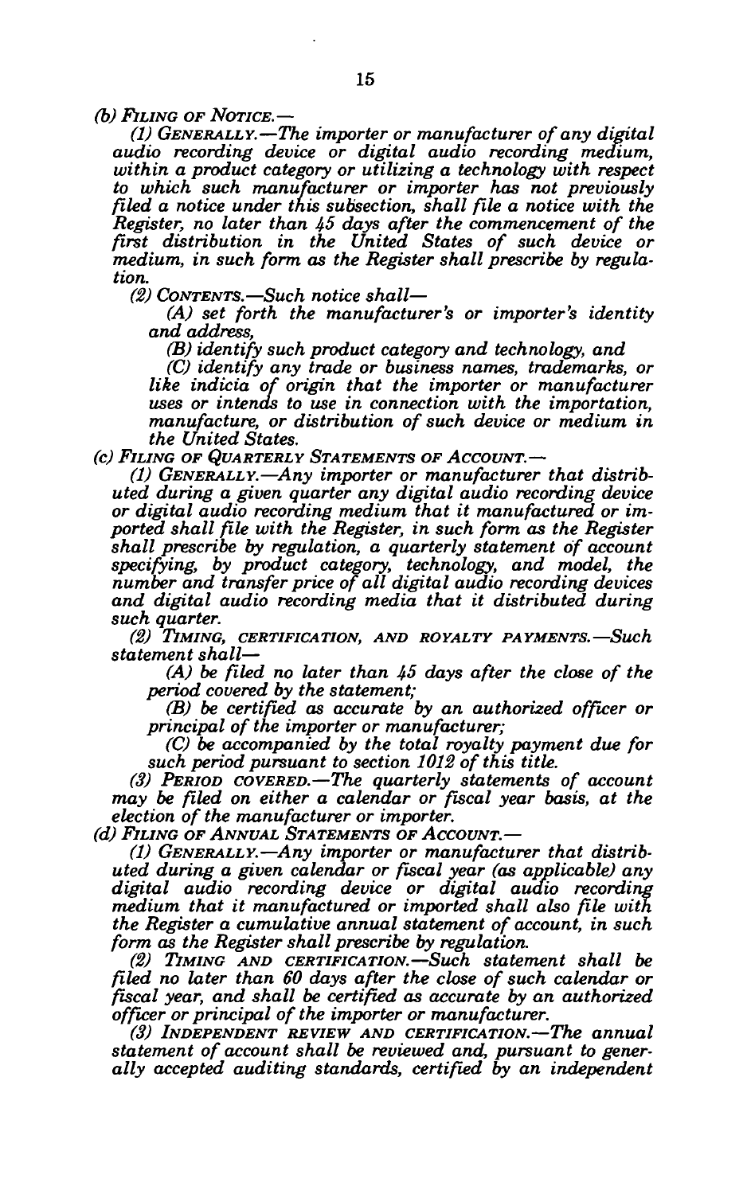*(b) FILING OF NOTICE.—*

*(1) GENERALLY.—The importer or manufacturer of any digital audio recording device or digital audio recording medium, within a product category or utilizing a technology with respect to which such manufacturer or importer has not previously filed a notice under this subsection, shall file a notice with the Register, no later than 45 days after the commencement of the first distribution in the United States of such device or medium, in such form as the Register shall prescribe by regulation.*

*(2) CONTENTS.—Such notice shall—*

*(A) set forth the manufacturer's or importer's identity and address,*

*(B) identify such product category and technology, and*

*(C) identify any trade or business names, trademarks, or like indicia of origin that the importer or manufacturer uses or intends to use in connection with the importation, manufacture, or distribution of such device or medium in the United States.*

*(c) FILING OF QUARTERLY STATEMENTS OF ACCOUNT.—*

*(1) GENERALLY.—Any importer or manufacturer that distributed during a given quarter any digital audio recording device or digital audio recording medium that it manufactured or imported shall file with the Register, in such form as the Register shall prescribe by regulation, a quarterly statement of account specifying, by product category, technology, and model, the number and transfer price of all digital audio recording devices and digital audio recording media that it distributed during such quarter.*

*(2) TIMING, CERTIFICATION, AND ROYALTY PAYMENTS.—Such statement shall—*

*(A) be filed no later than 45 days after the close of the period covered by the statement;*

*(B) be certified as accurate by an authorized officer or principal of the importer or manufacturer;*

*(C) be accompanied by the total royalty payment due for such period pursuant to section 1012 of this title.*

*(3) PERIOD COVERED.—The quarterly statements of account may be filed on either a calendar or fiscal year basis, at the election of the manufacturer or importer.*

*(d) FILING OF ANNUAL STATEMENTS OF ACCOUNT.—*

*(1) GENERALLY.—Any importer or manufacturer that distributed during a given calendar or fiscal year (as applicable) any digital audio recording device or digital audio recording medium that it manufactured or imported shall also file with the Register a cumulative annual statement of account, in such form as the Register shall prescribe by regulation.*

*(2) TIMING AND CERTIFICATION.—Such statement shall be filed no later than 60 days after the close of such calendar or fiscal year, and shall be certified as accurate by an authorized officer or principal of the importer or manufacturer.*

*(3) INDEPENDENT REVIEW AND CERTIFICATION.—The annual statement of account shall be reviewed and, pursuant to generally accepted auditing standards, certified by an independent*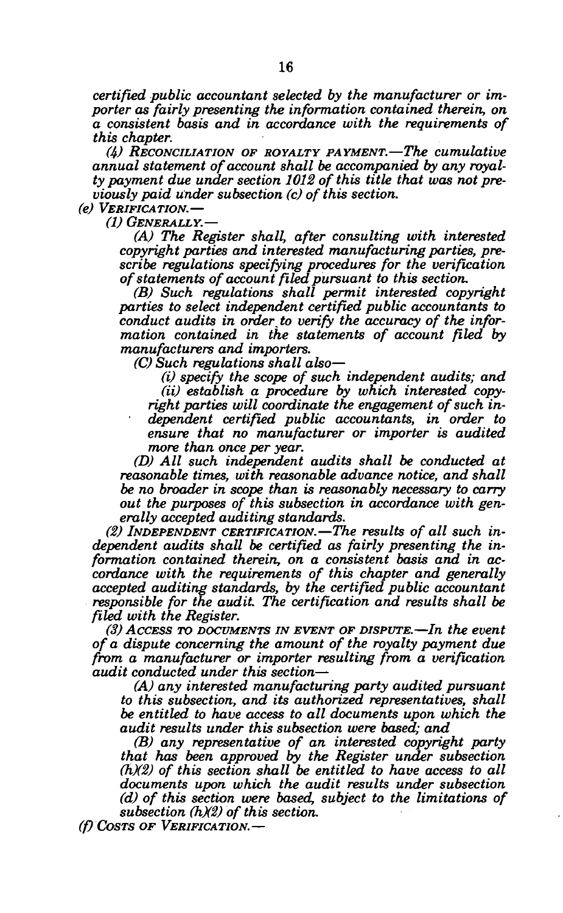*certified public accountant selected by the manufacturer or importer as fairly presenting the information contained therein, on a consistent basis and in accordance with the requirements of this chapter.*

*(4) RECONCILIATION OF ROYALTY PAYMENT.—The cumulative annual statement of account shall be accompanied by any royalty payment due under section 1012 of this title that was not previously paid under subsection (c) of this section.*

*(e) VERIFICATION.—*

*(1) GENERALLY.—*

*(A) The Register shall, after consulting with interested copyright parties and interested manufacturing parties, prescribe regulations specifying procedures for the verification of statements of account filed pursuant to this section.*

*(B) Such regulations shall permit interested copyright parties to select independent certified public accountants to conduct audits in order to verify the accuracy of the information contained in the statements of account filed by manufacturers and importers.*

*(C) Such regulations shall also—*

*(i) specify the scope of such independent audits; and*

*(ii) establish a procedure by which interested copyright parties will coordinate the engagement of such independent certified public accountants, in order to ensure that no manufacturer or importer is audited more than once per year.*

*(D) All such independent audits shall be conducted at reasonable times, with reasonable advance notice, and shall be no broader in scope than is reasonably necessary to carry out the purposes of this subsection in accordance with generally accepted auditing standards.*

*(2) INDEPENDENT CERTIFICATION.—The results of all such independent audits shall be certified as fairly presenting the information contained therein, on a consistent basis and in accordance with the requirements of this chapter and generally accepted auditing standards, by the certified public accountant responsible for the audit. The certification and results shall be filed with the Register.*

*(3) ACCESS TO DOCUMENTS IN EVENT OF DISPUTE.—In the event of a dispute concerning the amount of the royalty payment due from a manufacturer or importer resulting from a verification audit conducted under this section—*

*(A) any interested manufacturing party audited pursuant to this subsection, and its authorized representatives, shall be entitled to have access to all documents upon which the audit results under this subsection were based; and*

*(B) any representative of an interested copyright party that has been approved by the Register under subsection (h)(2) of this section shall be entitled to have access to all documents upon which the audit results under subsection (d) of this section were based, subject to the limitations of subsection (h)(2) of this section.*

*(f) COSTS OF VERIFICATION.—*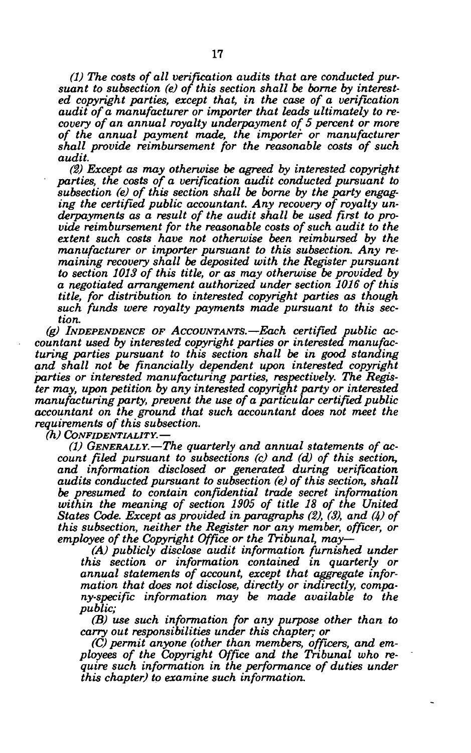*(1) The costs of all verification audits that are conducted pursuant to subsection (e) of this section shall be borne by interested copyright parties, except that, in the case of a verification audit of a manufacturer or importer that leads ultimately to recovery of an annual royalty underpayment of 5 percent or more of the annual payment made, the importer or manufacturer shall provide reimbursement for the reasonable costs of such audit.*

*(2) Except as may otherwise be agreed by interested copyright parties, the costs of a verification audit conducted pursuant to subsection (e) of this section shall be borne by the party engaging the certified public accountant. Any recovery of royalty underpayments as a result of the audit shall be used first to provide reimbursement for the reasonable costs of such audit to the extent such costs have not otherwise been reimbursed by the manufacturer or importer pursuant to this subsection. Any remaining recovery shall be deposited with the Register pursuant to section 1013 of this title, or as may otherwise be provided by a negotiated arrangement authorized under section 1016 of this title, for distribution to interested copyright parties as though such funds were royalty payments made pursuant to this section.*

*(g) INDEPENDENCE OF ACCOUNTANTS.—Each certified public accountant used by interested copyright parties or interested manufacturing parties pursuant to this section shall be in good standing and shall not be financially dependent upon interested copyright parties or interested manufacturing parties, respectively. The Register may, upon petition by any interested copyright party or interested manufacturing party, prevent the use of a particular certified public accountant on the ground that such accountant does not meet the requirements of this subsection.*

*(h) CONFIDENTIALITY.—*

*(1) GENERALLY.—The quarterly and annual statements of account filed pursuant to subsections (c) and (d) of this section, and information disclosed or generated during verification audits conducted pursuant to subsection (e) of this section, shall be presumed to contain confidential trade secret information within the meaning of section 1905 of title 18 of the United States Code. Except as provided in paragraphs (2), (3), and (4) of this subsection, neither the Register nor any member, officer, or employee of the Copyright Office or the Tribunal, may—*

*(A) publicly disclose audit information furnished under this section or information contained in quarterly or annual statements of account, except that aggregate information that does not disclose, directly or indirectly, company-specific information may be made available to the public;*

*(B) use such information for any purpose other than to carry out responsibilities under this chapter; or*

*(C) permit anyone (other than members, officers, and employees of the Copyright Office and the Tribunal who require such information in the performance of duties under this chapter) to examine such information.*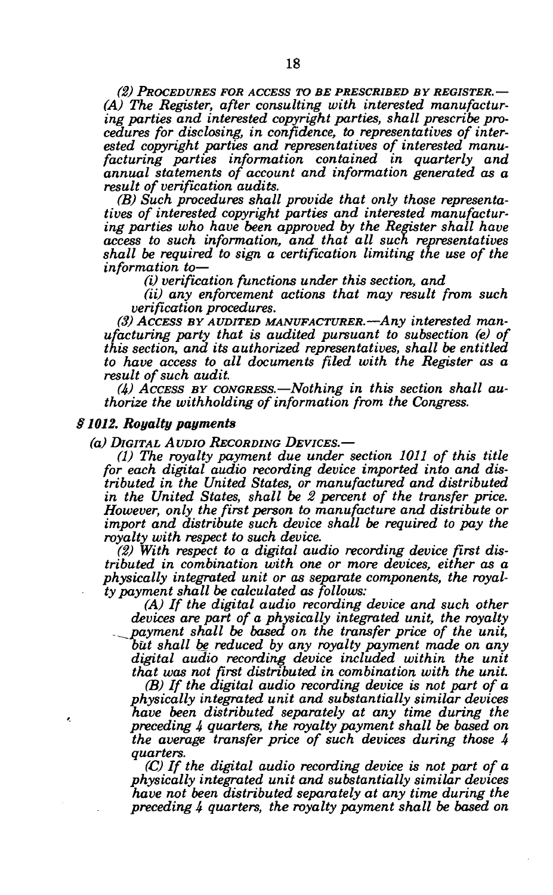*(2) PROCEDURES FOR ACCESS TO BE PRESCRIBED BY REGISTER.— (A) The Register, after consulting with interested manufacturing parties and interested copyright parties, shall prescribe procedures for disclosing, in confidence, to representatives of interested copyright parties and representatives of interested manufacturing parties information contained in quarterly and annual statements of account and information generated as a result of verification audits.*

*(B) Such procedures shall provide that only those representatives of interested copyright parties and interested manufacturing parties who have been approved by the Register shall have access to such information, and that all such representatives shall be required to sign a certification limiting the use of the information to—*

*(i) verification functions under this section, and*

*(ii) any enforcement actions that may result from such verification procedures.*

*(3) ACCESS BY AUDITED MANUFACTURER.—Any interested manufacturing party that is audited pursuant to subsection (e) of this section, and its authorized representatives, shall be entitled to have access to all documents filed with the Register as a result of such audit.*

*(4) ACCESS BY CONGRESS.—Nothing in this section shall authorize the withholding of information from the Congress.*

***§ 1012. Royalty payments***

*(a) DIGITAL AUDIO RECORDING DEVICES.—*

*(1) The royalty payment due under section 1011 of this title for each digital audio recording device imported into and distributed in the United States, or manufactured and distributed in the United States, shall be 2 percent of the transfer price. However, only the first person to manufacture and distribute or import and distribute such device shall be required to pay the royalty with respect to such device.*

*(2) With respect to a digital audio recording device first distributed in combination with one or more devices, either as a physically integrated unit or as separate components, the royalty payment shall be calculated as follows:*

*(A) If the digital audio recording device and such other devices are part of a physically integrated unit, the royalty payment shall be based on the transfer price of the unit, but shall be reduced by any royalty payment made on any digital audio recording device included within the unit that was not first distributed in combination with the unit.*

*(B) If the digital audio recording device is not part of a physically integrated unit and substantially similar devices have been distributed separately at any time during the preceding 4 quarters, the royalty payment shall be based on the average transfer price of such devices during those 4 quarters.*

*(C) If the digital audio recording device is not part of a physically integrated unit and substantially similar devices have not been distributed separately at any time during the preceding 4 quarters, the royalty payment shall be based on*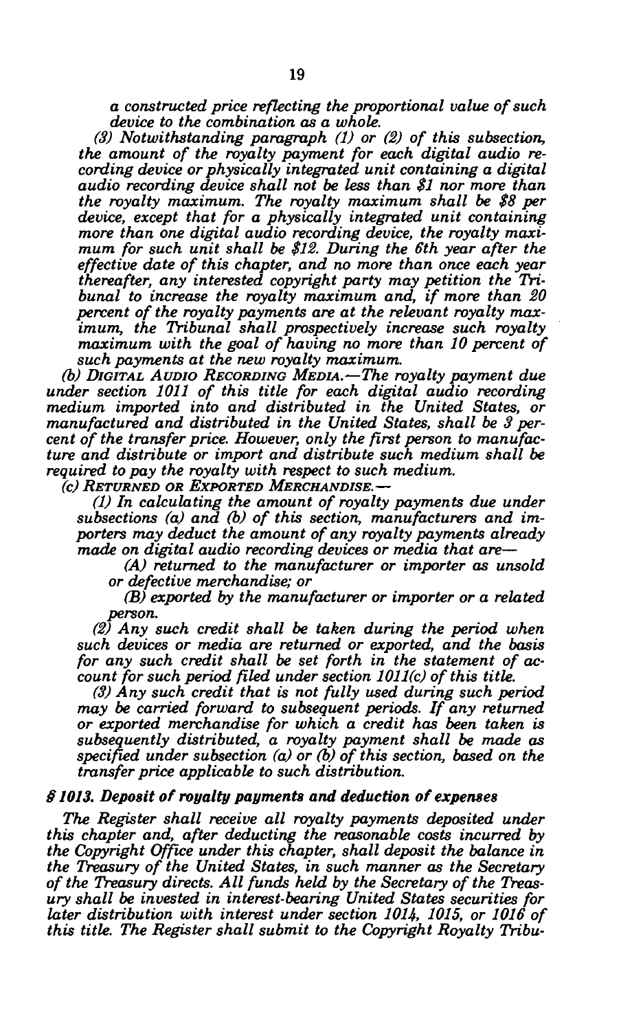*a constructed price reflecting the proportional value of such device to the combination as a whole.*

*(3) Notwithstanding paragraph (1) or (2) of this subsection, the amount of the royalty payment for each digital audio recording device or physically integrated unit containing a digital audio recording device shall not be less than $1 nor more than the royalty maximum. The royalty maximum shall be $8 per device, except that for a physically integrated unit containing more than one digital audio recording device, the royalty maximum for such unit shall be $12. During the 6th year after the effective date of this chapter, and no more than once each year thereafter, any interested copyright party may petition the Tribunal to increase the royalty maximum and, if more than 20 percent of the royalty payments are at the relevant royalty maximum, the Tribunal shall prospectively increase such royalty maximum with the goal of having no more than 10 percent of such payments at the new royalty maximum.*

*(b) DIGITAL AUDIO RECORDING MEDIA.—The royalty payment due under section 1011 of this title for each digital audio recording medium imported into and distributed in the United States, or manufactured and distributed in the United States, shall be 3 percent of the transfer price. However, only the first person to manufacture and distribute or import and distribute such medium shall be required to pay the royalty with respect to such medium.*

*(c) RETURNED OR EXPORTED MERCHANDISE.—*

*(1) In calculating the amount of royalty payments due under subsections (a) and (b) of this section, manufacturers and importers may deduct the amount of any royalty payments already made on digital audio recording devices or media that are—*

*(A) returned to the manufacturer or importer as unsold or defective merchandise; or*

*(B) exported by the manufacturer or importer or a related person.*

*(2) Any such credit shall be taken during the period when such devices or media are returned or exported, and the basis for any such credit shall be set forth in the statement of account for such period filed under section 1011(c) of this title.*

*(3) Any such credit that is not fully used during such period may be carried forward to subsequent periods. If any returned or exported merchandise for which a credit has been taken is subsequently distributed, a royalty payment shall be made as specified under subsection (a) or (b) of this section, based on the transfer price applicable to such distribution.*

***§ 1013. Deposit of royalty payments and deduction of expenses***

*The Register shall receive all royalty payments deposited under this chapter and, after deducting the reasonable costs incurred by the Copyright Office under this chapter, shall deposit the balance in the Treasury of the United States, in such manner as the Secretary of the Treasury directs. All funds held by the Secretary of the Treasury shall be invested in interest-bearing United States securities for later distribution with interest under section 1014, 1015, or 1016 of this title. The Register shall submit to the Copyright Royalty Tribu-*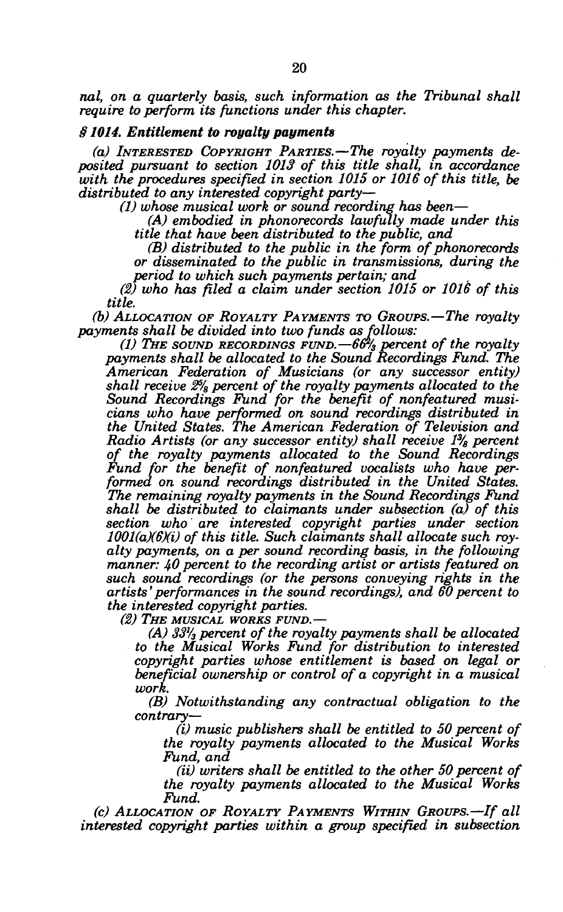*nal, on a quarterly basis, such information as the Tribunal shall require to perform its functions under this chapter.*

### *§ 1014. Entitlement to royalty payments*

*(a) INTERESTED COPYRIGHT PARTIES.—The royalty payments deposited pursuant to section 1013 of this title shall, in accordance with the procedures specified in section 1015 or 1016 of this title, be distributed to any interested copyright party—*

*(1) whose musical work or sound recording has been—*

*(A) embodied in phonorecords lawfully made under this title that have been distributed to the public, and*

*(B) distributed to the public in the form of phonorecords or disseminated to the public in transmissions, during the period to which such payments pertain; and*

*(2) who has filed a claim under section 1015 or 1016 of this title.*

*(b) ALLOCATION OF ROYALTY PAYMENTS TO GROUPS.—The royalty payments shall be divided into two funds as follows:*

*(1) THE SOUND RECORDINGS FUND.—66⅔ percent of the royalty payments shall be allocated to the Sound Recordings Fund. The American Federation of Musicians (or any successor entity) shall receive 2⅝ percent of the royalty payments allocated to the Sound Recordings Fund for the benefit of nonfeatured musicians who have performed on sound recordings distributed in the United States. The American Federation of Television and Radio Artists (or any successor entity) shall receive 1⅜ percent of the royalty payments allocated to the Sound Recordings Fund for the benefit of nonfeatured vocalists who have performed on sound recordings distributed in the United States. The remaining royalty payments in the Sound Recordings Fund shall be distributed to claimants under subsection (a) of this section who are interested copyright parties under section 1001(a)(6)(i) of this title. Such claimants shall allocate such royalty payments, on a per sound recording basis, in the following manner: 40 percent to the recording artist or artists featured on such sound recordings (or the persons conveying rights in the artists' performances in the sound recordings), and 60 percent to the interested copyright parties.*

*(2) THE MUSICAL WORKS FUND.—*

*(A) 33⅓ percent of the royalty payments shall be allocated to the Musical Works Fund for distribution to interested copyright parties whose entitlement is based on legal or beneficial ownership or control of a copyright in a musical work.*

*(B) Notwithstanding any contractual obligation to the contrary—*

*(i) music publishers shall be entitled to 50 percent of the royalty payments allocated to the Musical Works Fund, and*

*(ii) writers shall be entitled to the other 50 percent of the royalty payments allocated to the Musical Works Fund.*

*(c) ALLOCATION OF ROYALTY PAYMENTS WITHIN GROUPS.—If all interested copyright parties within a group specified in subsection*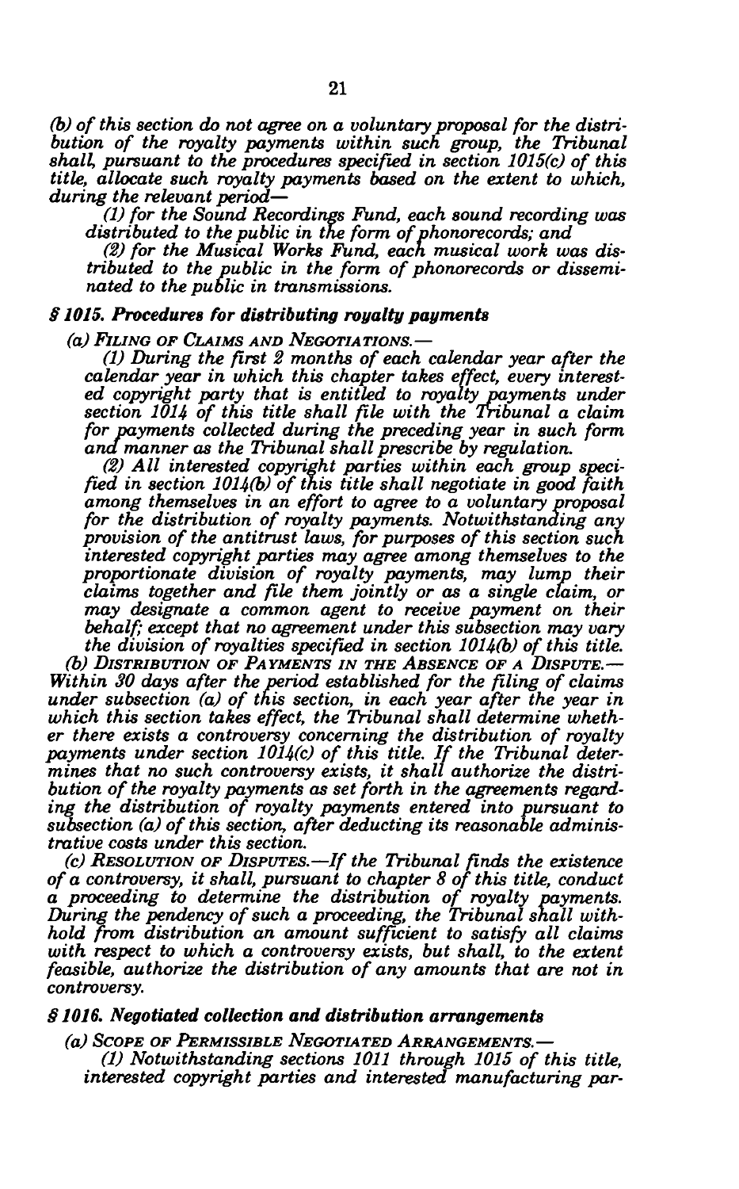*(b) of this section do not agree on a voluntary proposal for the distribution of the royalty payments within such group, the Tribunal shall, pursuant to the procedures specified in section 1015(c) of this title, allocate such royalty payments based on the extent to which, during the relevant period—*

*(1) for the Sound Recordings Fund, each sound recording was distributed to the public in the form of phonorecords; and*

*(2) for the Musical Works Fund, each musical work was distributed to the public in the form of phonorecords or disseminated to the public in transmissions.*

### *§ 1015. Procedures for distributing royalty payments*

*(a) FILING OF CLAIMS AND NEGOTIATIONS.—*

*(1) During the first 2 months of each calendar year after the calendar year in which this chapter takes effect, every interested copyright party that is entitled to royalty payments under section 1014 of this title shall file with the Tribunal a claim for payments collected during the preceding year in such form and manner as the Tribunal shall prescribe by regulation.*

*(2) All interested copyright parties within each group specified in section 1014(b) of this title shall negotiate in good faith among themselves in an effort to agree to a voluntary proposal for the distribution of royalty payments. Notwithstanding any provision of the antitrust laws, for purposes of this section such interested copyright parties may agree among themselves to the proportionate division of royalty payments, may lump their claims together and file them jointly or as a single claim, or may designate a common agent to receive payment on their behalf; except that no agreement under this subsection may vary the division of royalties specified in section 1014(b) of this title.*

*(b) DISTRIBUTION OF PAYMENTS IN THE ABSENCE OF A DISPUTE.—Within 30 days after the period established for the filing of claims under subsection (a) of this section, in each year after the year in which this section takes effect, the Tribunal shall determine whether there exists a controversy concerning the distribution of royalty payments under section 1014(c) of this title. If the Tribunal determines that no such controversy exists, it shall authorize the distribution of the royalty payments as set forth in the agreements regarding the distribution of royalty payments entered into pursuant to subsection (a) of this section, after deducting its reasonable administrative costs under this section.*

*(c) RESOLUTION OF DISPUTES.—If the Tribunal finds the existence of a controversy, it shall, pursuant to chapter 8 of this title, conduct a proceeding to determine the distribution of royalty payments. During the pendency of such a proceeding, the Tribunal shall withhold from distribution an amount sufficient to satisfy all claims with respect to which a controversy exists, but shall, to the extent feasible, authorize the distribution of any amounts that are not in controversy.*

### *§ 1016. Negotiated collection and distribution arrangements*

*(a) SCOPE OF PERMISSIBLE NEGOTIATED ARRANGEMENTS.—*

*(1) Notwithstanding sections 1011 through 1015 of this title, interested copyright parties and interested manufacturing par-*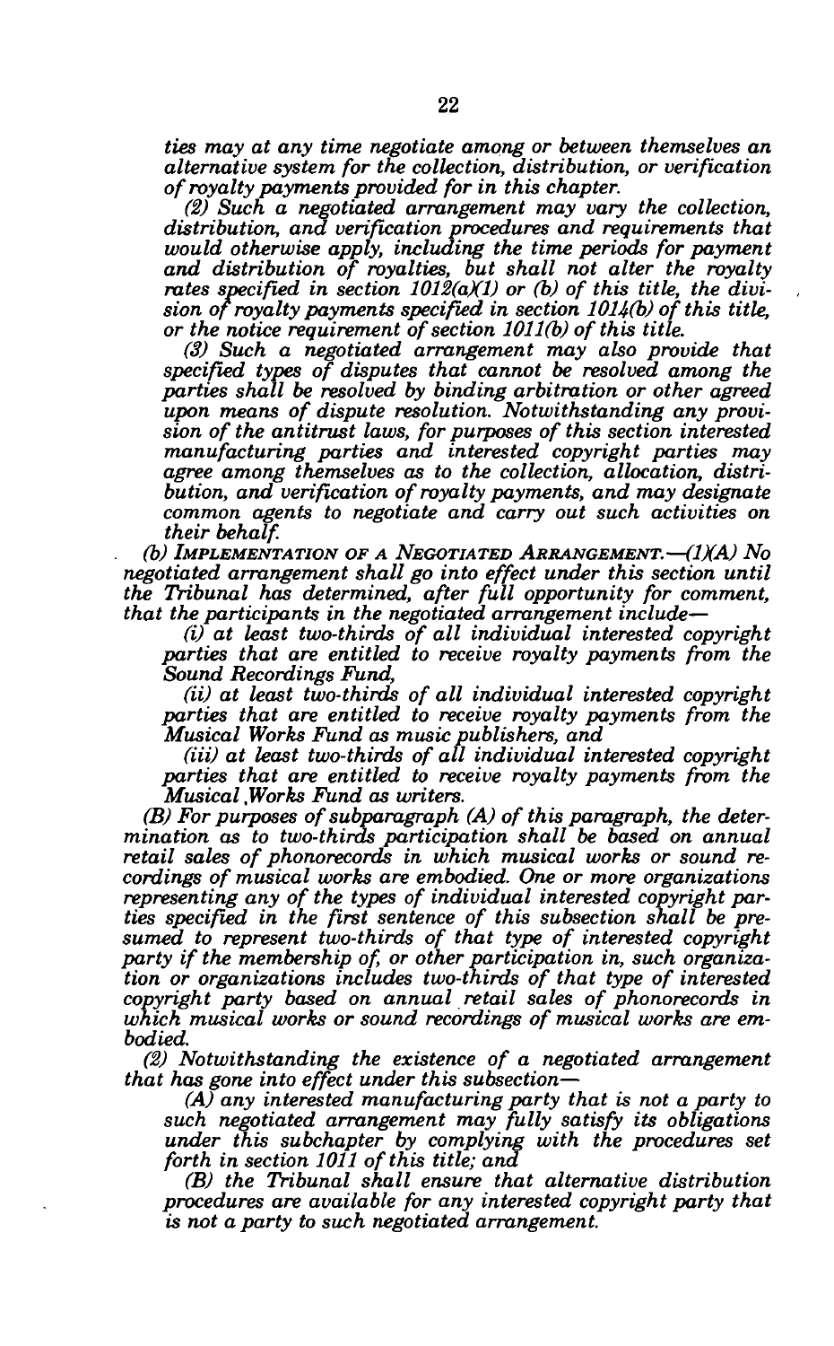*ties may at any time negotiate among or between themselves an alternative system for the collection, distribution, or verification of royalty payments provided for in this chapter.*

*(2) Such a negotiated arrangement may vary the collection, distribution, and verification procedures and requirements that would otherwise apply, including the time periods for payment and distribution of royalties, but shall not alter the royalty rates specified in section 1012(a)(1) or (b) of this title, the division of royalty payments specified in section 1014(b) of this title, or the notice requirement of section 1011(b) of this title.*

*(3) Such a negotiated arrangement may also provide that specified types of disputes that cannot be resolved among the parties shall be resolved by binding arbitration or other agreed upon means of dispute resolution. Notwithstanding any provision of the antitrust laws, for purposes of this section interested manufacturing parties and interested copyright parties may agree among themselves as to the collection, allocation, distribution, and verification of royalty payments, and may designate common agents to negotiate and carry out such activities on their behalf.*

*(b) IMPLEMENTATION OF A NEGOTIATED ARRANGEMENT.—(1)(A) No negotiated arrangement shall go into effect under this section until the Tribunal has determined, after full opportunity for comment, that the participants in the negotiated arrangement include—*

*(i) at least two-thirds of all individual interested copyright parties that are entitled to receive royalty payments from the Sound Recordings Fund,*

*(ii) at least two-thirds of all individual interested copyright parties that are entitled to receive royalty payments from the Musical Works Fund as music publishers, and*

*(iii) at least two-thirds of all individual interested copyright parties that are entitled to receive royalty payments from the Musical Works Fund as writers.*

*(B) For purposes of subparagraph (A) of this paragraph, the determination as to two-thirds participation shall be based on annual retail sales of phonorecords in which musical works or sound recordings of musical works are embodied. One or more organizations representing any of the types of individual interested copyright parties specified in the first sentence of this subsection shall be presumed to represent two-thirds of that type of interested copyright party if the membership of, or other participation in, such organization or organizations includes two-thirds of that type of interested copyright party based on annual retail sales of phonorecords in which musical works or sound recordings of musical works are embodied.*

*(2) Notwithstanding the existence of a negotiated arrangement that has gone into effect under this subsection—*

*(A) any interested manufacturing party that is not a party to such negotiated arrangement may fully satisfy its obligations under this subchapter by complying with the procedures set forth in section 1011 of this title; and*

*(B) the Tribunal shall ensure that alternative distribution procedures are available for any interested copyright party that is not a party to such negotiated arrangement.*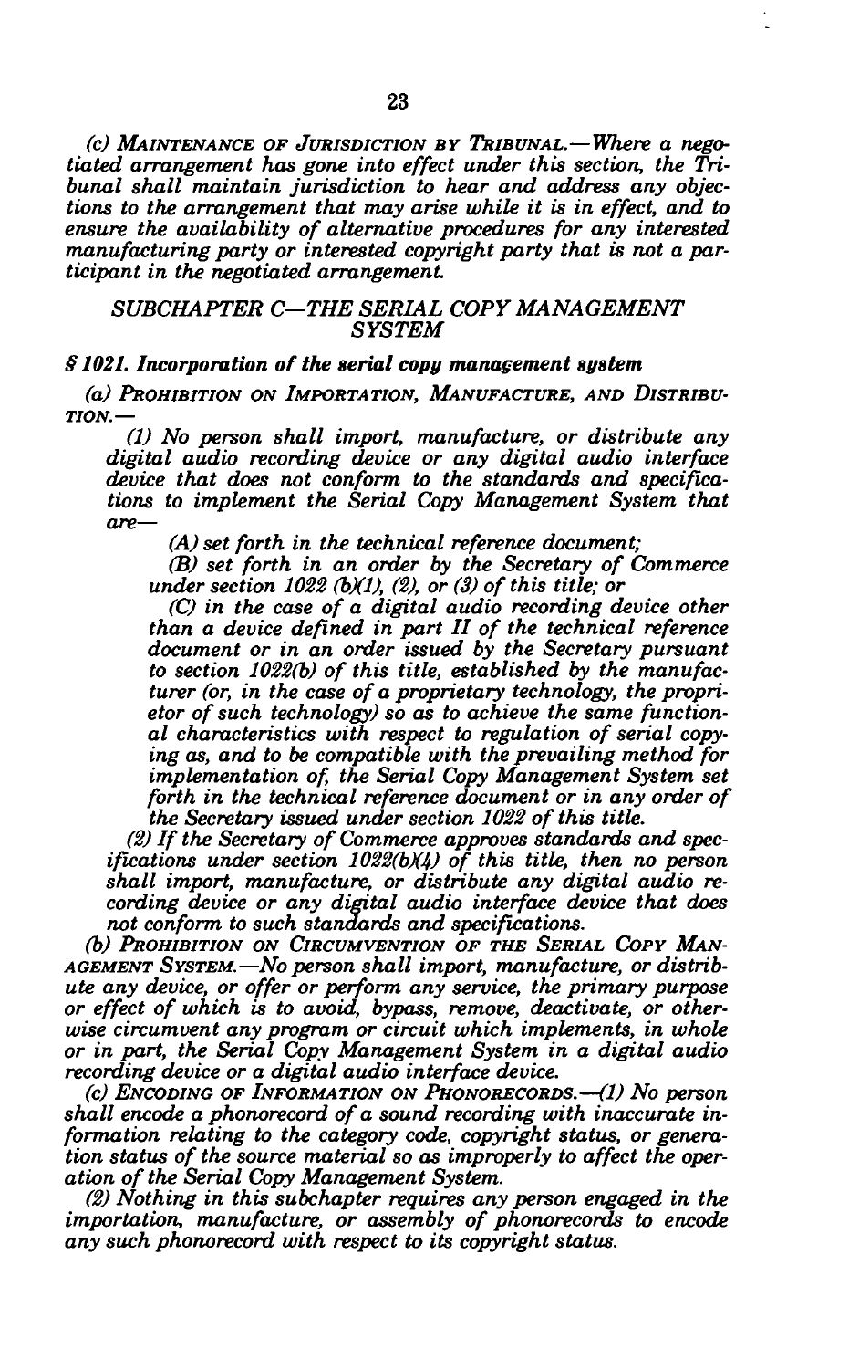*(c) MAINTENANCE OF JURISDICTION BY TRIBUNAL.—Where a negotiated arrangement has gone into effect under this section, the Tribunal shall maintain jurisdiction to hear and address any objections to the arrangement that may arise while it is in effect, and to ensure the availability of alternative procedures for any interested manufacturing party or interested copyright party that is not a participant in the negotiated arrangement.*

## *SUBCHAPTER C—THE SERIAL COPY MANAGEMENT SYSTEM*

### *§ 1021. Incorporation of the serial copy management system*

*(a) PROHIBITION ON IMPORTATION, MANUFACTURE, AND DISTRIBUTION.—*

*(1) No person shall import, manufacture, or distribute any digital audio recording device or any digital audio interface device that does not conform to the standards and specifications to implement the Serial Copy Management System that are—*

*(A) set forth in the technical reference document;*

*(B) set forth in an order by the Secretary of Commerce under section 1022 (b)(1), (2), or (3) of this title; or*

*(C) in the case of a digital audio recording device other than a device defined in part II of the technical reference document or in an order issued by the Secretary pursuant to section 1022(b) of this title, established by the manufacturer (or, in the case of a proprietary technology, the proprietor of such technology) so as to achieve the same functional characteristics with respect to regulation of serial copying as, and to be compatible with the prevailing method for implementation of, the Serial Copy Management System set forth in the technical reference document or in any order of the Secretary issued under section 1022 of this title.*

*(2) If the Secretary of Commerce approves standards and specifications under section 1022(b)(4) of this title, then no person shall import, manufacture, or distribute any digital audio recording device or any digital audio interface device that does not conform to such standards and specifications.*

*(b) PROHIBITION ON CIRCUMVENTION OF THE SERIAL COPY MANAGEMENT SYSTEM.—No person shall import, manufacture, or distribute any device, or offer or perform any service, the primary purpose or effect of which is to avoid, bypass, remove, deactivate, or otherwise circumvent any program or circuit which implements, in whole or in part, the Serial Copy Management System in a digital audio recording device or a digital audio interface device.*

*(c) ENCODING OF INFORMATION ON PHONORECORDS.—(1) No person shall encode a phonorecord of a sound recording with inaccurate information relating to the category code, copyright status, or generation status of the source material so as improperly to affect the operation of the Serial Copy Management System.*

*(2) Nothing in this subchapter requires any person engaged in the importation, manufacture, or assembly of phonorecords to encode any such phonorecord with respect to its copyright status.*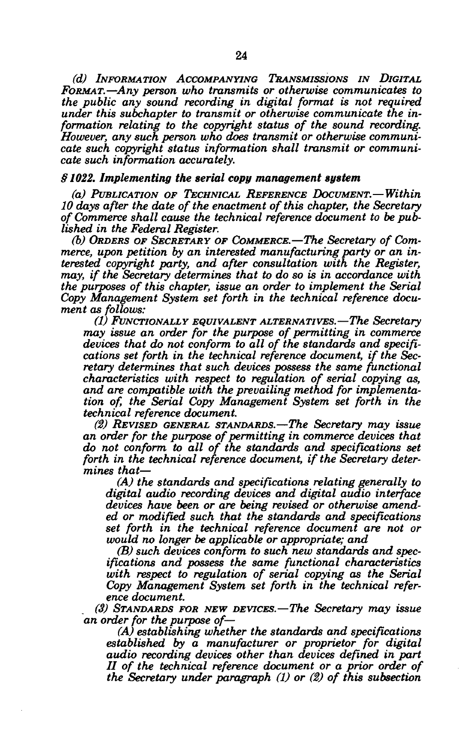*(d) INFORMATION ACCOMPANYING TRANSMISSIONS IN DIGITAL FORMAT.—Any person who transmits or otherwise communicates to the public any sound recording in digital format is not required under this subchapter to transmit or otherwise communicate the information relating to the copyright status of the sound recording. However, any such person who does transmit or otherwise communicate such copyright status information shall transmit or communicate such information accurately.*

***§ 1022. Implementing the serial copy management system***

*(a) PUBLICATION OF TECHNICAL REFERENCE DOCUMENT.—Within 10 days after the date of the enactment of this chapter, the Secretary of Commerce shall cause the technical reference document to be published in the Federal Register.*

*(b) ORDERS OF SECRETARY OF COMMERCE.—The Secretary of Commerce, upon petition by an interested manufacturing party or an interested copyright party, and after consultation with the Register, may, if the Secretary determines that to do so is in accordance with the purposes of this chapter, issue an order to implement the Serial Copy Management System set forth in the technical reference document as follows:*

*(1) FUNCTIONALLY EQUIVALENT ALTERNATIVES.—The Secretary may issue an order for the purpose of permitting in commerce devices that do not conform to all of the standards and specifications set forth in the technical reference document, if the Secretary determines that such devices possess the same functional characteristics with respect to regulation of serial copying as, and are compatible with the prevailing method for implementation of, the Serial Copy Management System set forth in the technical reference document.*

*(2) REVISED GENERAL STANDARDS.—The Secretary may issue an order for the purpose of permitting in commerce devices that do not conform to all of the standards and specifications set forth in the technical reference document, if the Secretary determines that—*

*(A) the standards and specifications relating generally to digital audio recording devices and digital audio interface devices have been or are being revised or otherwise amended or modified such that the standards and specifications set forth in the technical reference document are not or would no longer be applicable or appropriate; and*

*(B) such devices conform to such new standards and specifications and possess the same functional characteristics with respect to regulation of serial copying as the Serial Copy Management System set forth in the technical reference document.*

*(3) STANDARDS FOR NEW DEVICES.—The Secretary may issue an order for the purpose of—*

*(A) establishing whether the standards and specifications established by a manufacturer or proprietor for digital audio recording devices other than devices defined in part II of the technical reference document or a prior order of the Secretary under paragraph (1) or (2) of this subsection*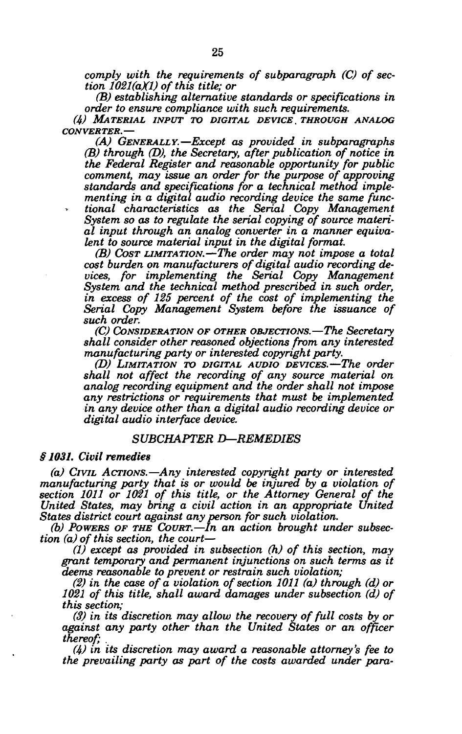*comply with the requirements of subparagraph (C) of section 1021(a)(1) of this title; or*

*(B) establishing alternative standards or specifications in order to ensure compliance with such requirements.*

*(4) MATERIAL INPUT TO DIGITAL DEVICE THROUGH ANALOG CONVERTER.—*

*(A) GENERALLY.—Except as provided in subparagraphs (B) through (D), the Secretary, after publication of notice in the Federal Register and reasonable opportunity for public comment, may issue an order for the purpose of approving standards and specifications for a technical method implementing in a digital audio recording device the same functional characteristics as the Serial Copy Management System so as to regulate the serial copying of source material input through an analog converter in a manner equivalent to source material input in the digital format.*

*(B) COST LIMITATION.—The order may not impose a total cost burden on manufacturers of digital audio recording devices, for implementing the Serial Copy Management System and the technical method prescribed in such order, in excess of 125 percent of the cost of implementing the Serial Copy Management System before the issuance of such order.*

*(C) CONSIDERATION OF OTHER OBJECTIONS.—The Secretary shall consider other reasoned objections from any interested manufacturing party or interested copyright party.*

*(D) LIMITATION TO DIGITAL AUDIO DEVICES.—The order shall not affect the recording of any source material on analog recording equipment and the order shall not impose any restrictions or requirements that must be implemented in any device other than a digital audio recording device or digital audio interface device.*

## *SUBCHAPTER D—REMEDIES*

### *§ 1031. Civil remedies*

*(a) CIVIL ACTIONS.—Any interested copyright party or interested manufacturing party that is or would be injured by a violation of section 1011 or 1021 of this title, or the Attorney General of the United States, may bring a civil action in an appropriate United States district court against any person for such violation.*

*(b) POWERS OF THE COURT.—In an action brought under subsection (a) of this section, the court—*

*(1) except as provided in subsection (h) of this section, may grant temporary and permanent injunctions on such terms as it deems reasonable to prevent or restrain such violation;*

*(2) in the case of a violation of section 1011 (a) through (d) or 1021 of this title, shall award damages under subsection (d) of this section;*

*(3) in its discretion may allow the recovery of full costs by or against any party other than the United States or an officer thereof;*

*(4) in its discretion may award a reasonable attorney's fee to the prevailing party as part of the costs awarded under para-*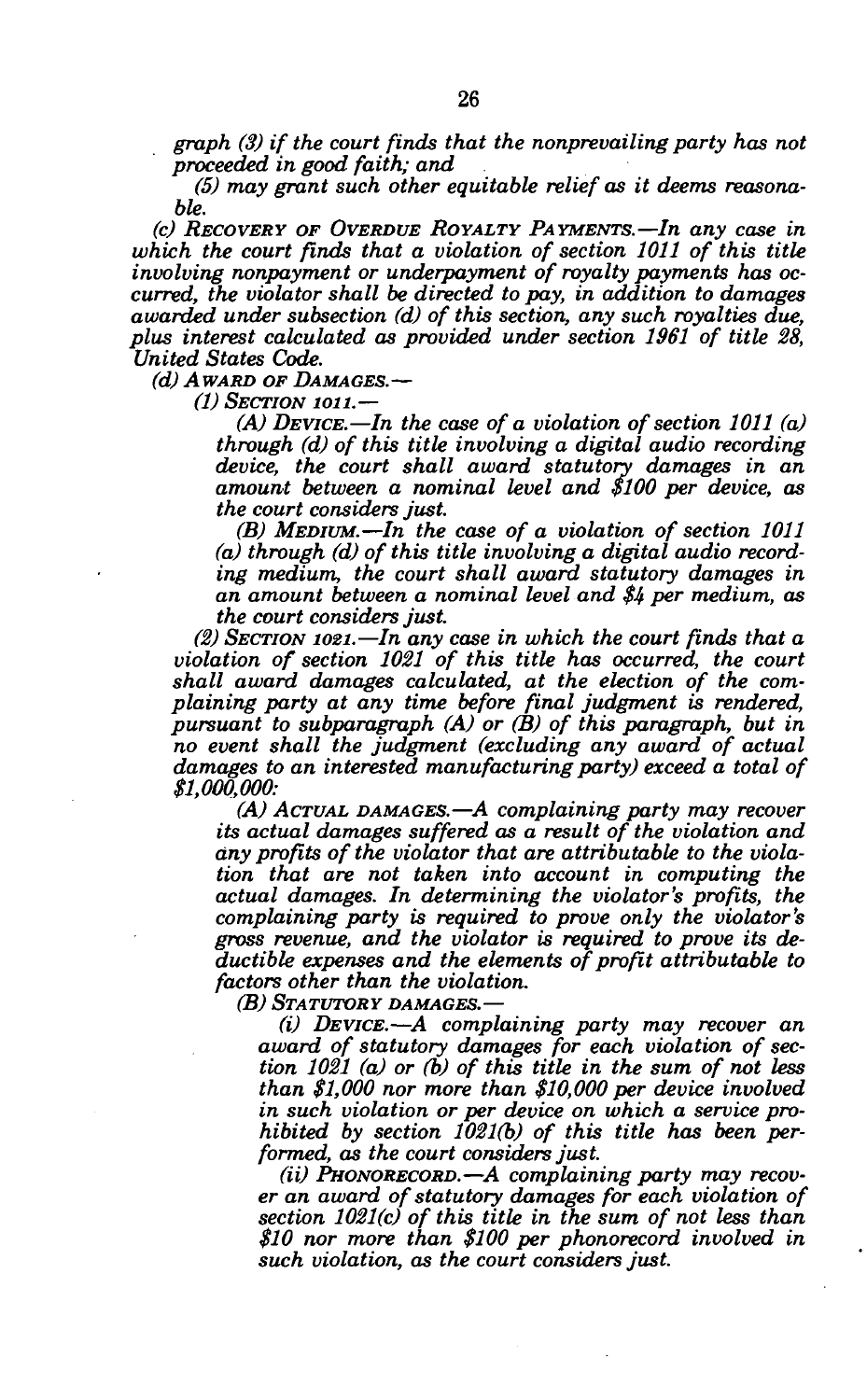*graph (3) if the court finds that the nonprevailing party has not proceeded in good faith; and*

*(5) may grant such other equitable relief as it deems reasonable.*

*(c) RECOVERY OF OVERDUE ROYALTY PAYMENTS.—In any case in which the court finds that a violation of section 1011 of this title involving nonpayment or underpayment of royalty payments has occurred, the violator shall be directed to pay, in addition to damages awarded under subsection (d) of this section, any such royalties due, plus interest calculated as provided under section 1961 of title 28, United States Code.*

*(d) AWARD OF DAMAGES.—*

*(1) SECTION 1011.—*

*(A) DEVICE.—In the case of a violation of section 1011 (a) through (d) of this title involving a digital audio recording device, the court shall award statutory damages in an amount between a nominal level and $100 per device, as the court considers just.*

*(B) MEDIUM.—In the case of a violation of section 1011 (a) through (d) of this title involving a digital audio recording medium, the court shall award statutory damages in an amount between a nominal level and $4 per medium, as the court considers just.*

*(2) SECTION 1021.—In any case in which the court finds that a violation of section 1021 of this title has occurred, the court shall award damages calculated, at the election of the complaining party at any time before final judgment is rendered, pursuant to subparagraph (A) or (B) of this paragraph, but in no event shall the judgment (excluding any award of actual damages to an interested manufacturing party) exceed a total of $1,000,000:*

*(A) ACTUAL DAMAGES.—A complaining party may recover its actual damages suffered as a result of the violation and any profits of the violator that are attributable to the violation that are not taken into account in computing the actual damages. In determining the violator's profits, the complaining party is required to prove only the violator's gross revenue, and the violator is required to prove its deductible expenses and the elements of profit attributable to factors other than the violation.*

*(B) STATUTORY DAMAGES.—*

*(i) DEVICE.—A complaining party may recover an award of statutory damages for each violation of section 1021 (a) or (b) of this title in the sum of not less than $1,000 nor more than $10,000 per device involved in such violation or per device on which a service prohibited by section 1021(b) of this title has been performed, as the court considers just.*

*(ii) PHONORECORD.—A complaining party may recover an award of statutory damages for each violation of section 1021(c) of this title in the sum of not less than $10 nor more than $100 per phonorecord involved in such violation, as the court considers just.*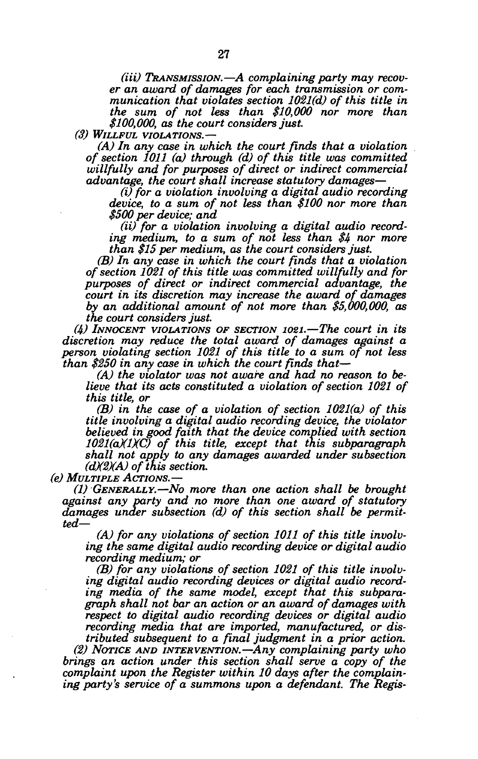*(iii) TRANSMISSION.—A complaining party may recover an award of damages for each transmission or communication that violates section 1021(d) of this title in the sum of not less than $10,000 nor more than $100,000, as the court considers just.*

*(3) WILLFUL VIOLATIONS.—*

*(A) In any case in which the court finds that a violation of section 1011 (a) through (d) of this title was committed willfully and for purposes of direct or indirect commercial advantage, the court shall increase statutory damages—*

*(i) for a violation involving a digital audio recording device, to a sum of not less than $100 nor more than $500 per device; and*

*(ii) for a violation involving a digital audio recording medium, to a sum of not less than $4 nor more than $15 per medium, as the court considers just.*

*(B) In any case in which the court finds that a violation of section 1021 of this title was committed willfully and for purposes of direct or indirect commercial advantage, the court in its discretion may increase the award of damages by an additional amount of not more than $5,000,000, as the court considers just.*

*(4) INNOCENT VIOLATIONS OF SECTION 1021.—The court in its discretion may reduce the total award of damages against a person violating section 1021 of this title to a sum of not less than $250 in any case in which the court finds that—*

*(A) the violator was not aware and had no reason to believe that its acts constituted a violation of section 1021 of this title, or*

*(B) in the case of a violation of section 1021(a) of this title involving a digital audio recording device, the violator believed in good faith that the device complied with section 1021(a)(1)(C) of this title, except that this subparagraph shall not apply to any damages awarded under subsection (d)(2)(A) of this section.*

*(e) MULTIPLE ACTIONS.—*

*(1) GENERALLY.—No more than one action shall be brought against any party and no more than one award of statutory damages under subsection (d) of this section shall be permitted—*

*(A) for any violations of section 1011 of this title involving the same digital audio recording device or digital audio recording medium; or*

*(B) for any violations of section 1021 of this title involving digital audio recording devices or digital audio recording media of the same model, except that this subparagraph shall not bar an action or an award of damages with respect to digital audio recording devices or digital audio recording media that are imported, manufactured, or distributed subsequent to a final judgment in a prior action.*

*(2) NOTICE AND INTERVENTION.—Any complaining party who brings an action under this section shall serve a copy of the complaint upon the Register within 10 days after the complaining party's service of a summons upon a defendant. The Regis-*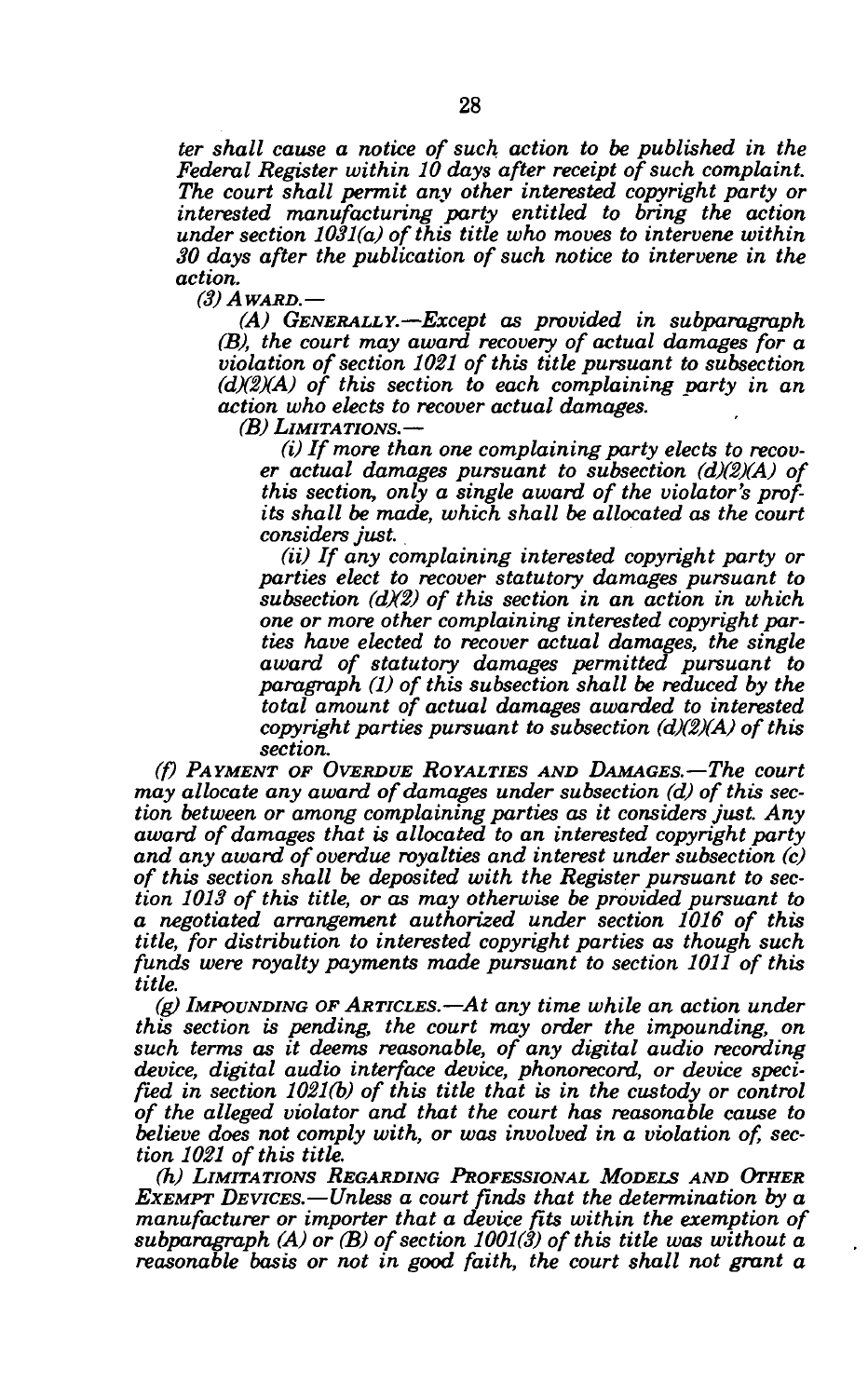*ter shall cause a notice of such action to be published in the Federal Register within 10 days after receipt of such complaint. The court shall permit any other interested copyright party or interested manufacturing party entitled to bring the action under section 1031(a) of this title who moves to intervene within 30 days after the publication of such notice to intervene in the action.*

*(3) AWARD.—*

*(A) GENERALLY.—Except as provided in subparagraph (B), the court may award recovery of actual damages for a violation of section 1021 of this title pursuant to subsection (d)(2)(A) of this section to each complaining party in an action who elects to recover actual damages.*

*(B) LIMITATIONS.—*

*(i) If more than one complaining party elects to recover actual damages pursuant to subsection (d)(2)(A) of this section, only a single award of the violator's profits shall be made, which shall be allocated as the court considers just.*

*(ii) If any complaining interested copyright party or parties elect to recover statutory damages pursuant to subsection (d)(2) of this section in an action in which one or more other complaining interested copyright parties have elected to recover actual damages, the single award of statutory damages permitted pursuant to paragraph (1) of this subsection shall be reduced by the total amount of actual damages awarded to interested copyright parties pursuant to subsection (d)(2)(A) of this section.*

*(f) PAYMENT OF OVERDUE ROYALTIES AND DAMAGES.—The court may allocate any award of damages under subsection (d) of this section between or among complaining parties as it considers just. Any award of damages that is allocated to an interested copyright party and any award of overdue royalties and interest under subsection (c) of this section shall be deposited with the Register pursuant to section 1013 of this title, or as may otherwise be provided pursuant to a negotiated arrangement authorized under section 1016 of this title, for distribution to interested copyright parties as though such funds were royalty payments made pursuant to section 1011 of this title.*

*(g) IMPOUNDING OF ARTICLES.—At any time while an action under this section is pending, the court may order the impounding, on such terms as it deems reasonable, of any digital audio recording device, digital audio interface device, phonorecord, or device specified in section 1021(b) of this title that is in the custody or control of the alleged violator and that the court has reasonable cause to believe does not comply with, or was involved in a violation of, section 1021 of this title.*

*(h) LIMITATIONS REGARDING PROFESSIONAL MODELS AND OTHER EXEMPT DEVICES.—Unless a court finds that the determination by a manufacturer or importer that a device fits within the exemption of subparagraph (A) or (B) of section 1001(3) of this title was without a reasonable basis or not in good faith, the court shall not grant a*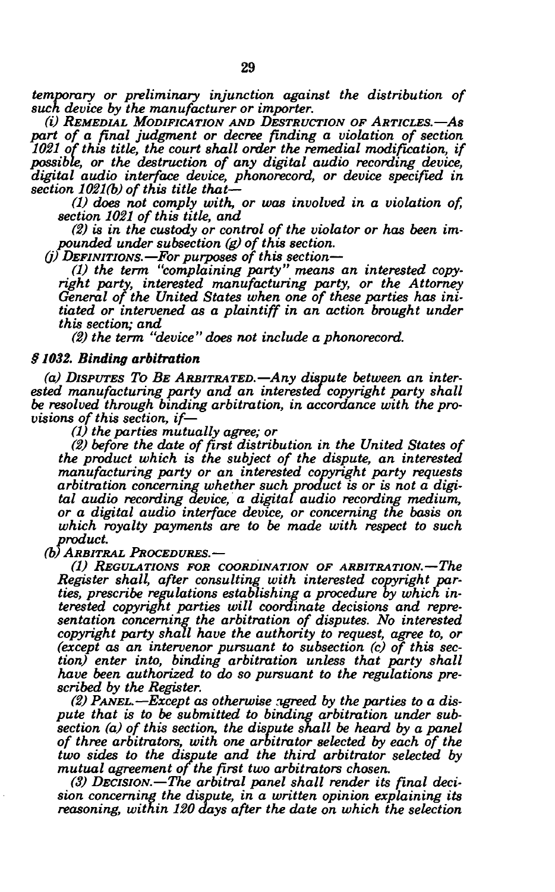*temporary or preliminary injunction against the distribution of such device by the manufacturer or importer.*

*(i) REMEDIAL MODIFICATION AND DESTRUCTION OF ARTICLES.—As part of a final judgment or decree finding a violation of section 1021 of this title, the court shall order the remedial modification, if possible, or the destruction of any digital audio recording device, digital audio interface device, phonorecord, or device specified in section 1021(b) of this title that—*

*(1) does not comply with, or was involved in a violation of, section 1021 of this title, and*

*(2) is in the custody or control of the violator or has been impounded under subsection (g) of this section.*

*(j) DEFINITIONS.—For purposes of this section—*

*(1) the term "complaining party" means an interested copyright party, interested manufacturing party, or the Attorney General of the United States when one of these parties has initiated or intervened as a plaintiff in an action brought under this section; and*

*(2) the term "device" does not include a phonorecord.*

***§ 1032. Binding arbitration***

*(a) DISPUTES TO BE ARBITRATED.—Any dispute between an interested manufacturing party and an interested copyright party shall be resolved through binding arbitration, in accordance with the provisions of this section, if—*

*(1) the parties mutually agree; or*

*(2) before the date of first distribution in the United States of the product which is the subject of the dispute, an interested manufacturing party or an interested copyright party requests arbitration concerning whether such product is or is not a digital audio recording device, a digital audio recording medium, or a digital audio interface device, or concerning the basis on which royalty payments are to be made with respect to such product.*

*(b) ARBITRAL PROCEDURES.—*

*(1) REGULATIONS FOR COORDINATION OF ARBITRATION.—The Register shall, after consulting with interested copyright parties, prescribe regulations establishing a procedure by which interested copyright parties will coordinate decisions and representation concerning the arbitration of disputes. No interested copyright party shall have the authority to request, agree to, or (except as an intervenor pursuant to subsection (c) of this section) enter into, binding arbitration unless that party shall have been authorized to do so pursuant to the regulations prescribed by the Register.*

*(2) PANEL.—Except as otherwise agreed by the parties to a dispute that is to be submitted to binding arbitration under subsection (a) of this section, the dispute shall be heard by a panel of three arbitrators, with one arbitrator selected by each of the two sides to the dispute and the third arbitrator selected by mutual agreement of the first two arbitrators chosen.*

*(3) DECISION.—The arbitral panel shall render its final decision concerning the dispute, in a written opinion explaining its reasoning, within 120 days after the date on which the selection*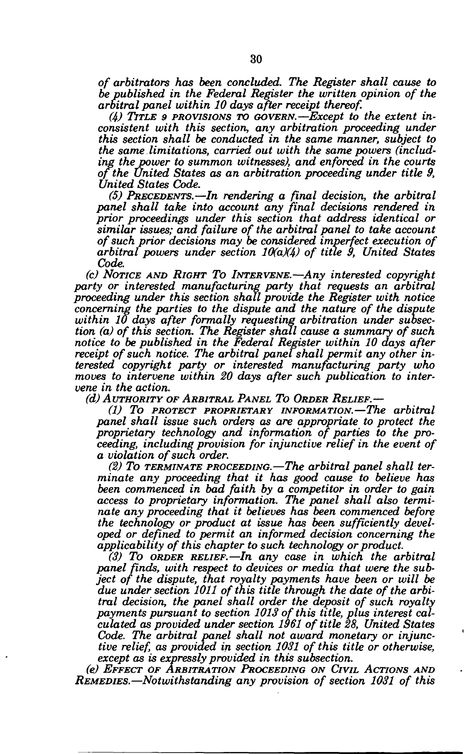*of arbitrators has been concluded. The Register shall cause to be published in the Federal Register the written opinion of the arbitral panel within 10 days after receipt thereof.*

*(4) TITLE 9 PROVISIONS TO GOVERN.—Except to the extent inconsistent with this section, any arbitration proceeding under this section shall be conducted in the same manner, subject to the same limitations, carried out with the same powers (including the power to summon witnesses), and enforced in the courts of the United States as an arbitration proceeding under title 9, United States Code.*

*(5) PRECEDENTS.—In rendering a final decision, the arbitral panel shall take into account any final decisions rendered in prior proceedings under this section that address identical or similar issues; and failure of the arbitral panel to take account of such prior decisions may be considered imperfect execution of arbitral powers under section 10(a)(4) of title 9, United States Code.*

*(c) NOTICE AND RIGHT TO INTERVENE.—Any interested copyright party or interested manufacturing party that requests an arbitral proceeding under this section shall provide the Register with notice concerning the parties to the dispute and the nature of the dispute within 10 days after formally requesting arbitration under subsection (a) of this section. The Register shall cause a summary of such notice to be published in the Federal Register within 10 days after receipt of such notice. The arbitral panel shall permit any other interested copyright party or interested manufacturing party who moves to intervene within 20 days after such publication to intervene in the action.*

*(d) AUTHORITY OF ARBITRAL PANEL TO ORDER RELIEF.—*

*(1) TO PROTECT PROPRIETARY INFORMATION.—The arbitral panel shall issue such orders as are appropriate to protect the proprietary technology and information of parties to the proceeding, including provision for injunctive relief in the event of a violation of such order.*

*(2) TO TERMINATE PROCEEDING.—The arbitral panel shall terminate any proceeding that it has good cause to believe has been commenced in bad faith by a competitor in order to gain access to proprietary information. The panel shall also terminate any proceeding that it believes has been commenced before the technology or product at issue has been sufficiently developed or defined to permit an informed decision concerning the applicability of this chapter to such technology or product.*

*(3) TO ORDER RELIEF.—In any case in which the arbitral panel finds, with respect to devices or media that were the subject of the dispute, that royalty payments have been or will be due under section 1011 of this title through the date of the arbitral decision, the panel shall order the deposit of such royalty payments pursuant to section 1013 of this title, plus interest calculated as provided under section 1961 of title 28, United States Code. The arbitral panel shall not award monetary or injunctive relief, as provided in section 1031 of this title or otherwise, except as is expressly provided in this subsection.*

*(e) EFFECT OF ARBITRATION PROCEEDING ON CIVIL ACTIONS AND REMEDIES.—Notwithstanding any provision of section 1031 of this*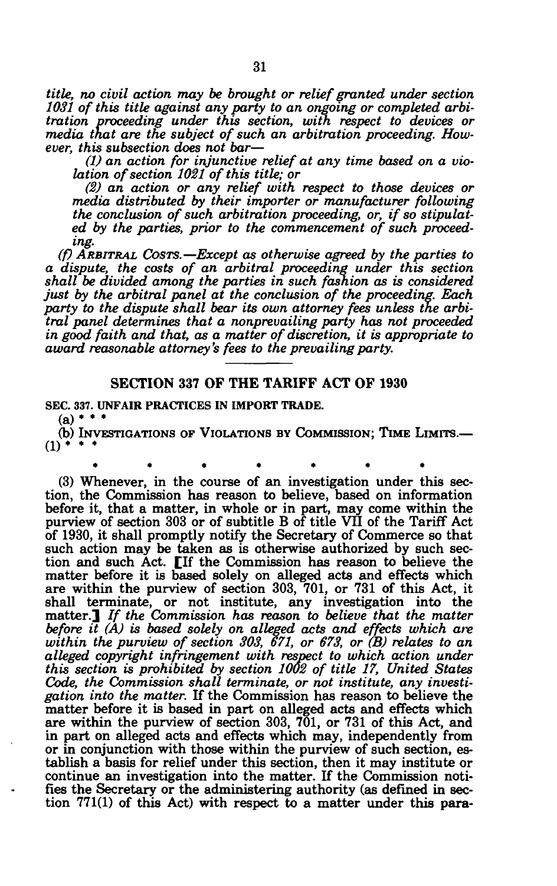*title, no civil action may be brought or relief granted under section 1031 of this title against any party to an ongoing or completed arbitration proceeding under this section, with respect to devices or media that are the subject of such an arbitration proceeding. However, this subsection does not bar—*

*(1) an action for injunctive relief at any time based on a violation of section 1021 of this title; or*

*(2) an action or any relief with respect to those devices or media distributed by their importer or manufacturer following the conclusion of such arbitration proceeding, or, if so stipulated by the parties, prior to the commencement of such proceeding.*

*(f) ARBITRAL COSTS.—Except as otherwise agreed by the parties to a dispute, the costs of an arbitral proceeding under this section shall be divided among the parties in such fashion as is considered just by the arbitral panel at the conclusion of the proceeding. Each party to the dispute shall bear its own attorney fees unless the arbitral panel determines that a nonprevailing party has not proceeded in good faith and that, as a matter of discretion, it is appropriate to award reasonable attorney's fees to the prevailing party.*

---

## SECTION 337 OF THE TARIFF ACT OF 1930

**SEC. 337. UNFAIR PRACTICES IN IMPORT TRADE.**

(a) * * *

(b) INVESTIGATIONS OF VIOLATIONS BY COMMISSION; TIME LIMITS.—
(1) * * *

\* \* \* \* \* \* \*

(3) Whenever, in the course of an investigation under this section, the Commission has reason to believe, based on information before it, that a matter, in whole or in part, may come within the purview of section 303 or of subtitle B of title VII of the Tariff Act of 1930, it shall promptly notify the Secretary of Commerce so that such action may be taken as is otherwise authorized by such section and such Act. [If the Commission has reason to believe the matter before it is based solely on alleged acts and effects which are within the purview of section 303, 701, or 731 of this Act, it shall terminate, or not institute, any investigation into the matter.] *If the Commission has reason to believe that the matter before it (A) is based solely on alleged acts and effects which are within the purview of section 303, 671, or 673, or (B) relates to an alleged copyright infringement with respect to which action under this section is prohibited by section 1002 of title 17, United States Code, the Commission shall terminate, or not institute, any investigation into the matter.* If the Commission has reason to believe the matter before it is based in part on alleged acts and effects which are within the purview of section 303, 701, or 731 of this Act, and in part on alleged acts and effects which may, independently from or in conjunction with those within the purview of such section, establish a basis for relief under this section, then it may institute or continue an investigation into the matter. If the Commission notifies the Secretary or the administering authority (as defined in section 771(1) of this Act) with respect to a matter under this para-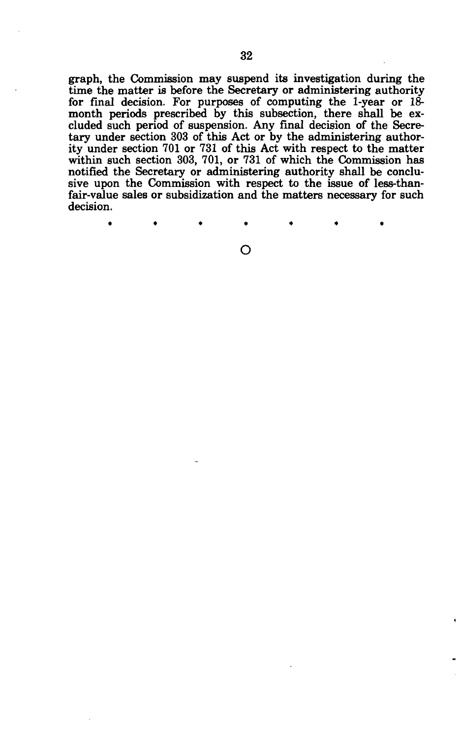graph, the Commission may suspend its investigation during the time the matter is before the Secretary or administering authority for final decision. For purposes of computing the 1-year or 18-month periods prescribed by this subsection, there shall be excluded such period of suspension. Any final decision of the Secretary under section 303 of this Act or by the administering authority under section 701 or 731 of this Act with respect to the matter within such section 303, 701, or 731 of which the Commission has notified the Secretary or administering authority shall be conclusive upon the Commission with respect to the issue of less-than-fair-value sales or subsidization and the matters necessary for such decision.

\* \* \* \* \* \* \*

O